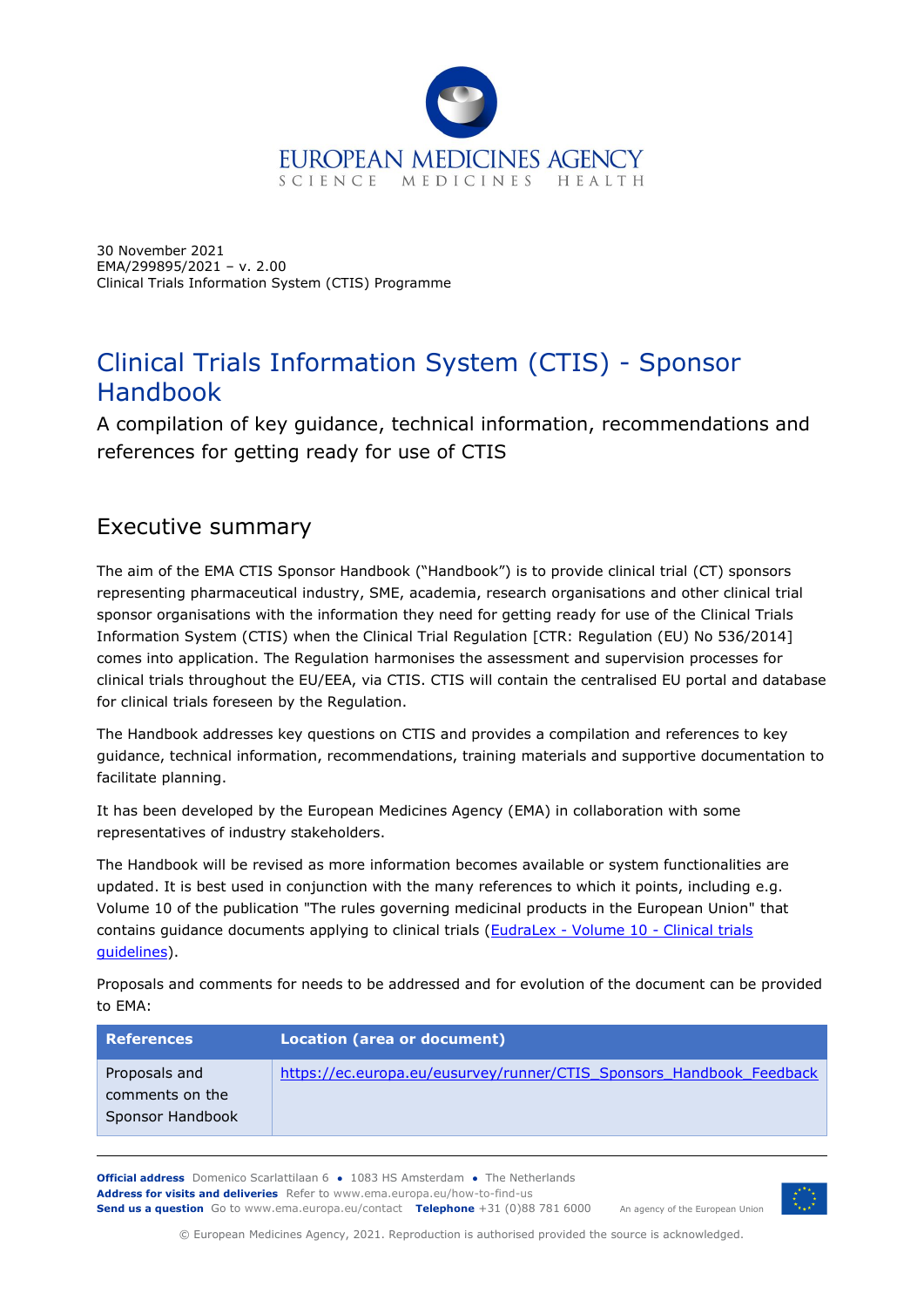EUROPEAN MEDICINES AGENCY
SCIENCE MEDICINES HEALTH

30 November 2021
EMA/299895/2021 – v. 2.00
Clinical Trials Information System (CTIS) Programme

# Clinical Trials Information System (CTIS) - Sponsor Handbook

A compilation of key guidance, technical information, recommendations and references for getting ready for use of CTIS

## Executive summary

The aim of the EMA CTIS Sponsor Handbook ("Handbook") is to provide clinical trial (CT) sponsors representing pharmaceutical industry, SME, academia, research organisations and other clinical trial sponsor organisations with the information they need for getting ready for use of the Clinical Trials Information System (CTIS) when the Clinical Trial Regulation [CTR: Regulation (EU) No 536/2014] comes into application. The Regulation harmonises the assessment and supervision processes for clinical trials throughout the EU/EEA, via CTIS. CTIS will contain the centralised EU portal and database for clinical trials foreseen by the Regulation.

The Handbook addresses key questions on CTIS and provides a compilation and references to key guidance, technical information, recommendations, training materials and supportive documentation to facilitate planning.

It has been developed by the European Medicines Agency (EMA) in collaboration with some representatives of industry stakeholders.

The Handbook will be revised as more information becomes available or system functionalities are updated. It is best used in conjunction with the many references to which it points, including e.g. Volume 10 of the publication "The rules governing medicinal products in the European Union" that contains guidance documents applying to clinical trials (EudraLex - Volume 10 - Clinical trials guidelines).

Proposals and comments for needs to be addressed and for evolution of the document can be provided to EMA:

| References | Location (area or document) |
| --- | --- |
| Proposals and comments on the Sponsor Handbook | https://ec.europa.eu/eusurvey/runner/CTIS_Sponsors_Handbook_Feedback |

**Official address** Domenico Scarlattilaan 6 ● 1083 HS Amsterdam ● The Netherlands
**Address for visits and deliveries** Refer to www.ema.europa.eu/how-to-find-us
**Send us a question** Go to www.ema.europa.eu/contact **Telephone** +31 (0)88 781 6000

An agency of the European Union

© European Medicines Agency, 2021. Reproduction is authorised provided the source is acknowledged.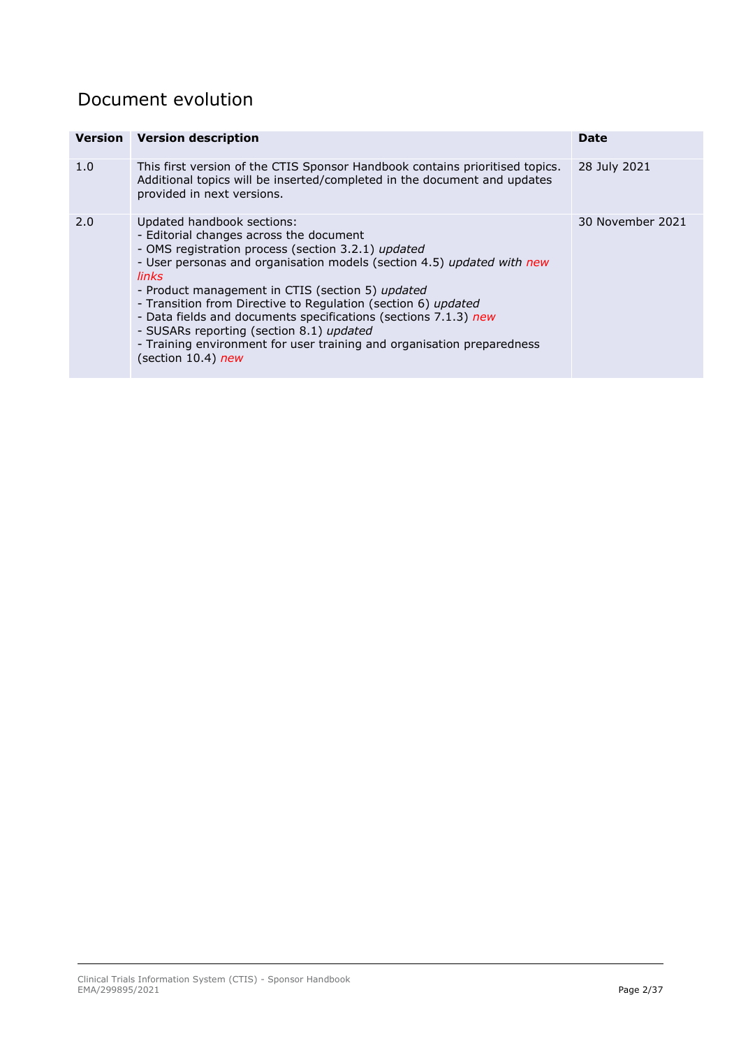## Document evolution

| Version | Version description | Date |
|---|---|---|
| 1.0 | This first version of the CTIS Sponsor Handbook contains prioritised topics. Additional topics will be inserted/completed in the document and updates provided in next versions. | 28 July 2021 |
| 2.0 | Updated handbook sections:<br>- Editorial changes across the document<br>- OMS registration process (section 3.2.1) *updated*<br>- User personas and organisation models (section 4.5) *updated with new links*<br>- Product management in CTIS (section 5) *updated*<br>- Transition from Directive to Regulation (section 6) *updated*<br>- Data fields and documents specifications (sections 7.1.3) *new*<br>- SUSARs reporting (section 8.1) *updated*<br>- Training environment for user training and organisation preparedness (section 10.4) *new* | 30 November 2021 |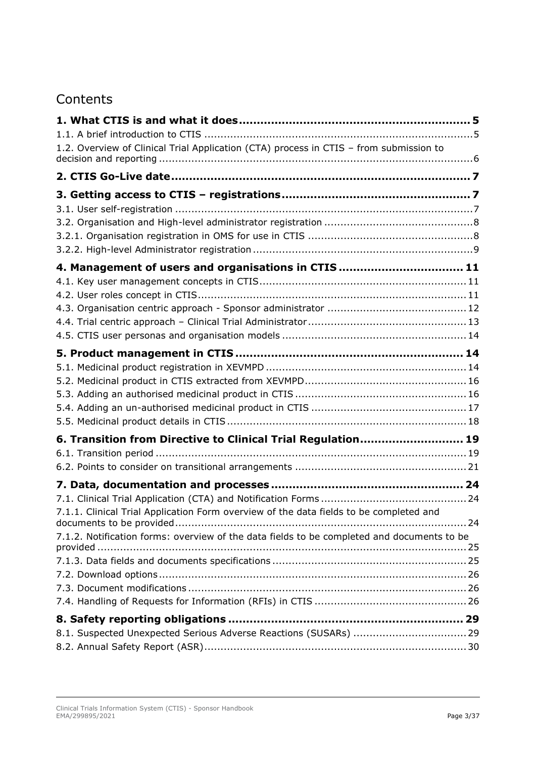# Contents

**1. What CTIS is and what it does ... 5**

1.1. A brief introduction to CTIS ... 5

1.2. Overview of Clinical Trial Application (CTA) process in CTIS – from submission to decision and reporting ... 6

**2. CTIS Go-Live date ... 7**

**3. Getting access to CTIS – registrations ... 7**

3.1. User self-registration ... 7

3.2. Organisation and High-level administrator registration ... 8

3.2.1. Organisation registration in OMS for use in CTIS ... 8

3.2.2. High-level Administrator registration ... 9

**4. Management of users and organisations in CTIS ... 11**

4.1. Key user management concepts in CTIS ... 11

4.2. User roles concept in CTIS ... 11

4.3. Organisation centric approach - Sponsor administrator ... 12

4.4. Trial centric approach – Clinical Trial Administrator ... 13

4.5. CTIS user personas and organisation models ... 14

**5. Product management in CTIS ... 14**

5.1. Medicinal product registration in XEVMPD ... 14

5.2. Medicinal product in CTIS extracted from XEVMPD ... 16

5.3. Adding an authorised medicinal product in CTIS ... 16

5.4. Adding an un-authorised medicinal product in CTIS ... 17

5.5. Medicinal product details in CTIS ... 18

**6. Transition from Directive to Clinical Trial Regulation ... 19**

6.1. Transition period ... 19

6.2. Points to consider on transitional arrangements ... 21

**7. Data, documentation and processes ... 24**

7.1. Clinical Trial Application (CTA) and Notification Forms ... 24

7.1.1. Clinical Trial Application Form overview of the data fields to be completed and documents to be provided ... 24

7.1.2. Notification forms: overview of the data fields to be completed and documents to be provided ... 25

7.1.3. Data fields and documents specifications ... 25

7.2. Download options ... 26

7.3. Document modifications ... 26

7.4. Handling of Requests for Information (RFIs) in CTIS ... 26

**8. Safety reporting obligations ... 29**

8.1. Suspected Unexpected Serious Adverse Reactions (SUSARs) ... 29

8.2. Annual Safety Report (ASR) ... 30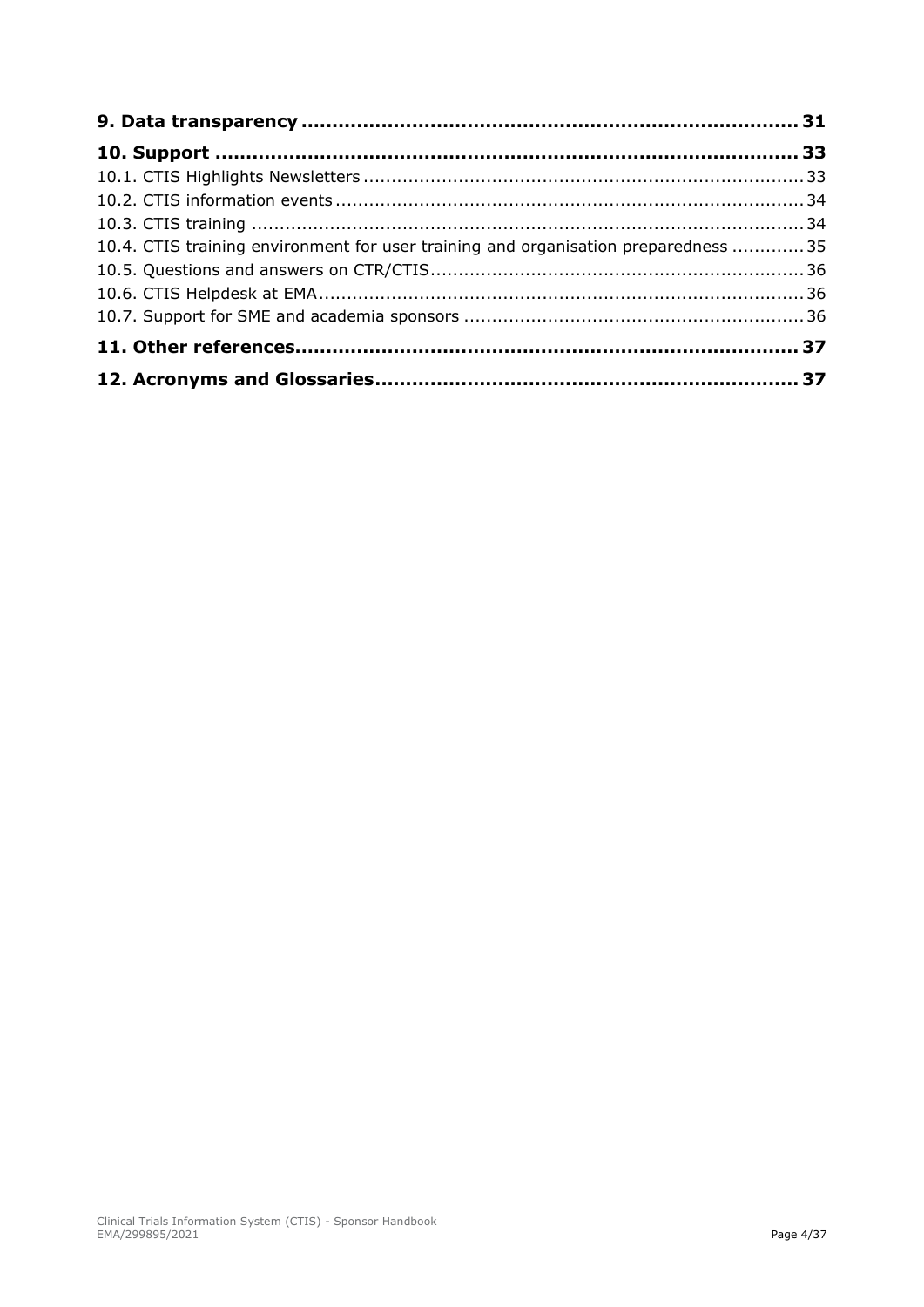**9. Data transparency .................................................................................. 31**

**10. Support ................................................................................................ 33**

10.1. CTIS Highlights Newsletters ............................................................................... 33

10.2. CTIS information events .................................................................................... 34

10.3. CTIS training .................................................................................................... 34

10.4. CTIS training environment for user training and organisation preparedness ............ 35

10.5. Questions and answers on CTR/CTIS.................................................................. 36

10.6. CTIS Helpdesk at EMA....................................................................................... 36

10.7. Support for SME and academia sponsors ............................................................ 36

**11. Other references.................................................................................. 37**

**12. Acronyms and Glossaries..................................................................... 37**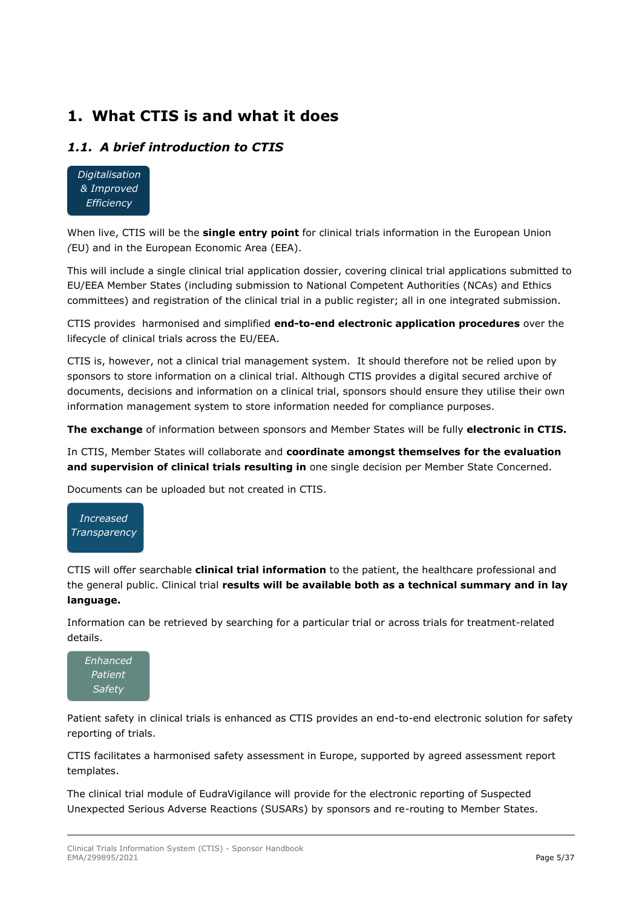# 1. What CTIS is and what it does

## 1.1. A brief introduction to CTIS

*Digitalisation & Improved Efficiency*

When live, CTIS will be the **single entry point** for clinical trials information in the European Union *(*EU) and in the European Economic Area (EEA).

This will include a single clinical trial application dossier, covering clinical trial applications submitted to EU/EEA Member States (including submission to National Competent Authorities (NCAs) and Ethics committees) and registration of the clinical trial in a public register; all in one integrated submission.

CTIS provides harmonised and simplified **end-to-end electronic application procedures** over the lifecycle of clinical trials across the EU/EEA.

CTIS is, however, not a clinical trial management system. It should therefore not be relied upon by sponsors to store information on a clinical trial. Although CTIS provides a digital secured archive of documents, decisions and information on a clinical trial, sponsors should ensure they utilise their own information management system to store information needed for compliance purposes.

**The exchange** of information between sponsors and Member States will be fully **electronic in CTIS.**

In CTIS, Member States will collaborate and **coordinate amongst themselves for the evaluation and supervision of clinical trials resulting in** one single decision per Member State Concerned.

Documents can be uploaded but not created in CTIS.

*Increased Transparency*

CTIS will offer searchable **clinical trial information** to the patient, the healthcare professional and the general public. Clinical trial **results will be available both as a technical summary and in lay language.**

Information can be retrieved by searching for a particular trial or across trials for treatment-related details.

*Enhanced Patient Safety*

Patient safety in clinical trials is enhanced as CTIS provides an end-to-end electronic solution for safety reporting of trials.

CTIS facilitates a harmonised safety assessment in Europe, supported by agreed assessment report templates.

The clinical trial module of EudraVigilance will provide for the electronic reporting of Suspected Unexpected Serious Adverse Reactions (SUSARs) by sponsors and re-routing to Member States.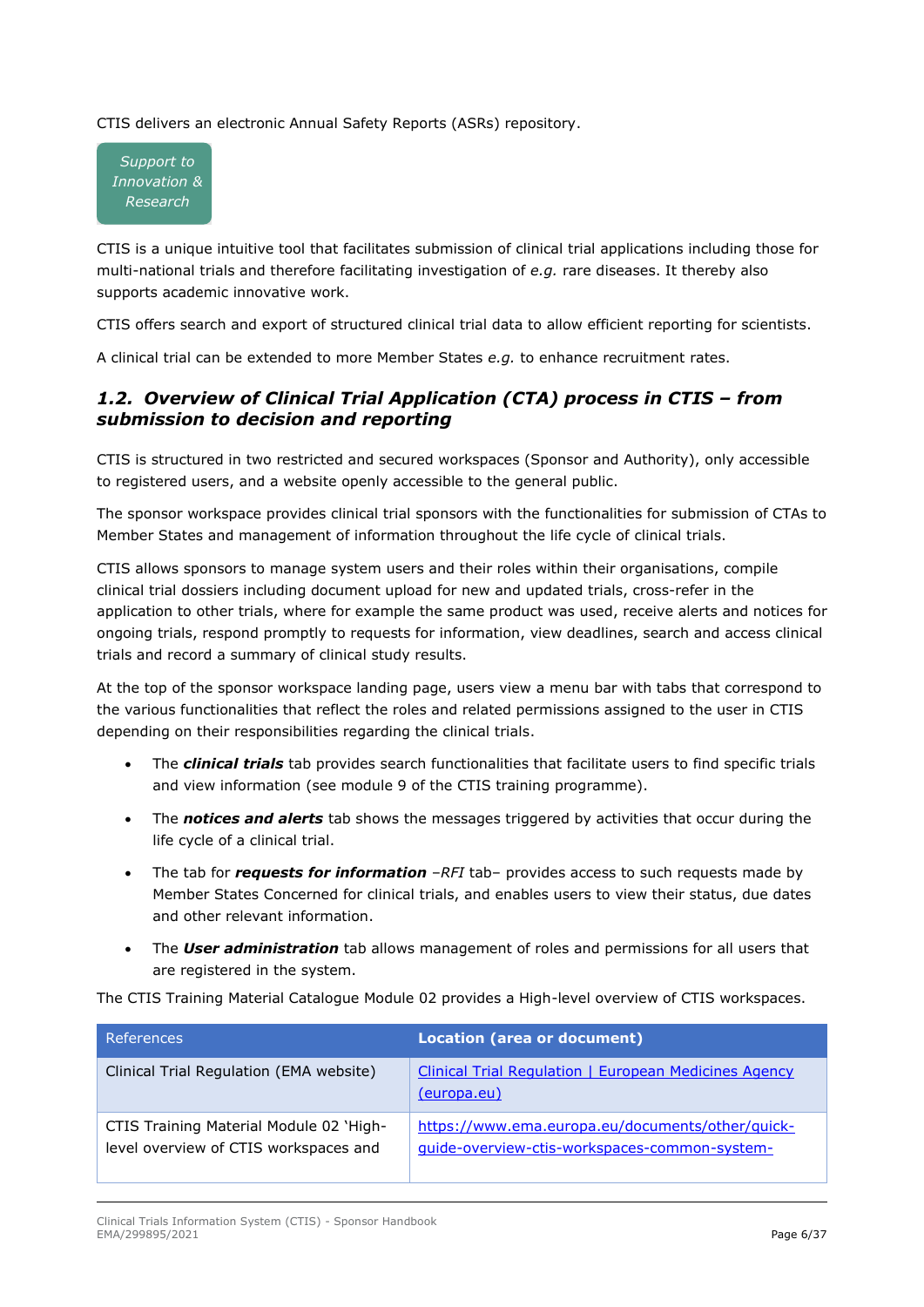CTIS delivers an electronic Annual Safety Reports (ASRs) repository.

*Support to Innovation & Research*

CTIS is a unique intuitive tool that facilitates submission of clinical trial applications including those for multi-national trials and therefore facilitating investigation of *e.g.* rare diseases. It thereby also supports academic innovative work.

CTIS offers search and export of structured clinical trial data to allow efficient reporting for scientists.

A clinical trial can be extended to more Member States *e.g.* to enhance recruitment rates.

## *1.2. Overview of Clinical Trial Application (CTA) process in CTIS – from submission to decision and reporting*

CTIS is structured in two restricted and secured workspaces (Sponsor and Authority), only accessible to registered users, and a website openly accessible to the general public.

The sponsor workspace provides clinical trial sponsors with the functionalities for submission of CTAs to Member States and management of information throughout the life cycle of clinical trials.

CTIS allows sponsors to manage system users and their roles within their organisations, compile clinical trial dossiers including document upload for new and updated trials, cross-refer in the application to other trials, where for example the same product was used, receive alerts and notices for ongoing trials, respond promptly to requests for information, view deadlines, search and access clinical trials and record a summary of clinical study results.

At the top of the sponsor workspace landing page, users view a menu bar with tabs that correspond to the various functionalities that reflect the roles and related permissions assigned to the user in CTIS depending on their responsibilities regarding the clinical trials.

- The ***clinical trials*** tab provides search functionalities that facilitate users to find specific trials and view information (see module 9 of the CTIS training programme).
- The ***notices and alerts*** tab shows the messages triggered by activities that occur during the life cycle of a clinical trial.
- The tab for ***requests for information*** *–RFI* tab– provides access to such requests made by Member States Concerned for clinical trials, and enables users to view their status, due dates and other relevant information.
- The ***User administration*** tab allows management of roles and permissions for all users that are registered in the system.

The CTIS Training Material Catalogue Module 02 provides a High-level overview of CTIS workspaces.

| References | **Location (area or document)** |
|---|---|
| Clinical Trial Regulation (EMA website) | [Clinical Trial Regulation \| European Medicines Agency (europa.eu)](#) |
| CTIS Training Material Module 02 'High-level overview of CTIS workspaces and | https://www.ema.europa.eu/documents/other/quick-guide-overview-ctis-workspaces-common-system- |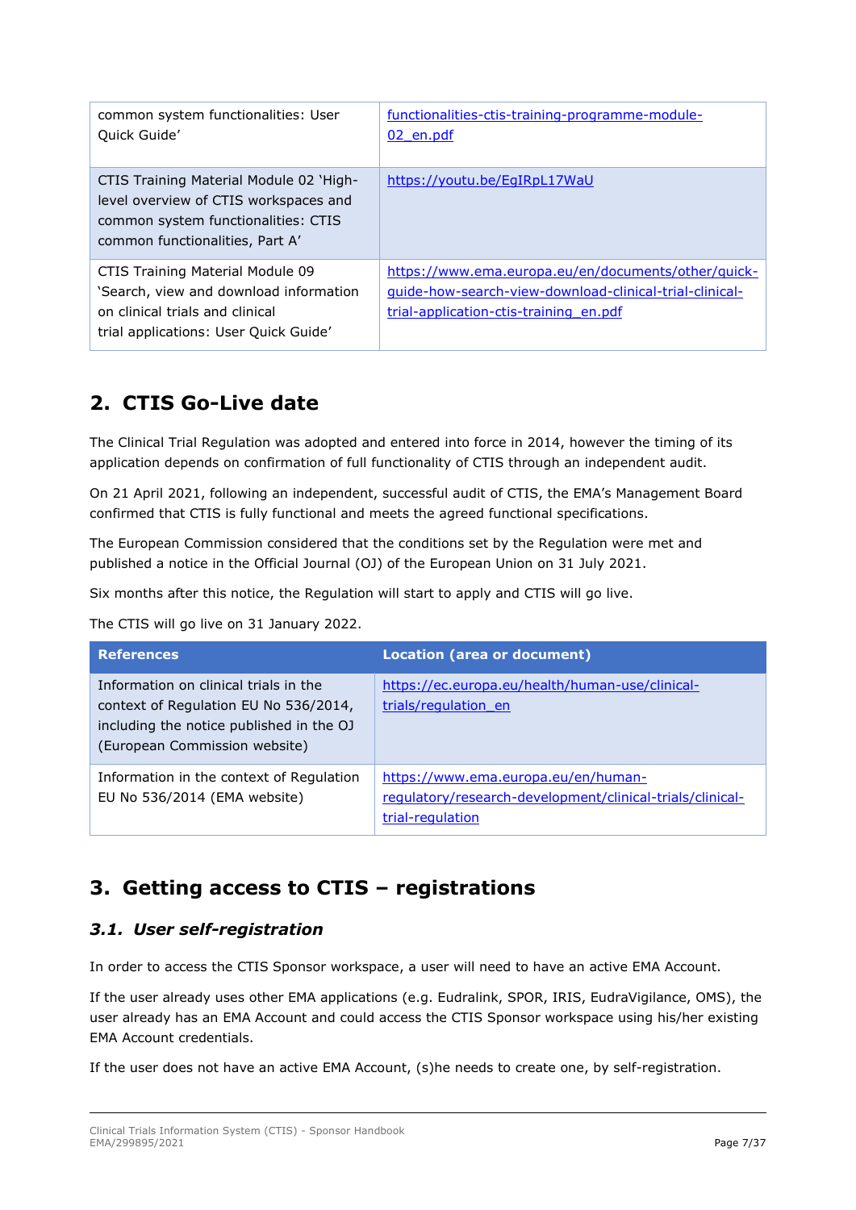| | |
|---|---|
| common system functionalities: User Quick Guide' | functionalities-ctis-training-programme-module-02_en.pdf |
| CTIS Training Material Module 02 'High-level overview of CTIS workspaces and common system functionalities: CTIS common functionalities, Part A' | https://youtu.be/EgIRpL17WaU |
| CTIS Training Material Module 09 'Search, view and download information on clinical trials and clinical trial applications: User Quick Guide' | https://www.ema.europa.eu/en/documents/other/quick-guide-how-search-view-download-clinical-trial-clinical-trial-application-ctis-training_en.pdf |

## 2. CTIS Go-Live date

The Clinical Trial Regulation was adopted and entered into force in 2014, however the timing of its application depends on confirmation of full functionality of CTIS through an independent audit.

On 21 April 2021, following an independent, successful audit of CTIS, the EMA's Management Board confirmed that CTIS is fully functional and meets the agreed functional specifications.

The European Commission considered that the conditions set by the Regulation were met and published a notice in the Official Journal (OJ) of the European Union on 31 July 2021.

Six months after this notice, the Regulation will start to apply and CTIS will go live.

The CTIS will go live on 31 January 2022.

| References | Location (area or document) |
|---|---|
| Information on clinical trials in the context of Regulation EU No 536/2014, including the notice published in the OJ (European Commission website) | https://ec.europa.eu/health/human-use/clinical-trials/regulation_en |
| Information in the context of Regulation EU No 536/2014 (EMA website) | https://www.ema.europa.eu/en/human-regulatory/research-development/clinical-trials/clinical-trial-regulation |

## 3. Getting access to CTIS – registrations

### *3.1. User self-registration*

In order to access the CTIS Sponsor workspace, a user will need to have an active EMA Account.

If the user already uses other EMA applications (e.g. Eudralink, SPOR, IRIS, EudraVigilance, OMS), the user already has an EMA Account and could access the CTIS Sponsor workspace using his/her existing EMA Account credentials.

If the user does not have an active EMA Account, (s)he needs to create one, by self-registration.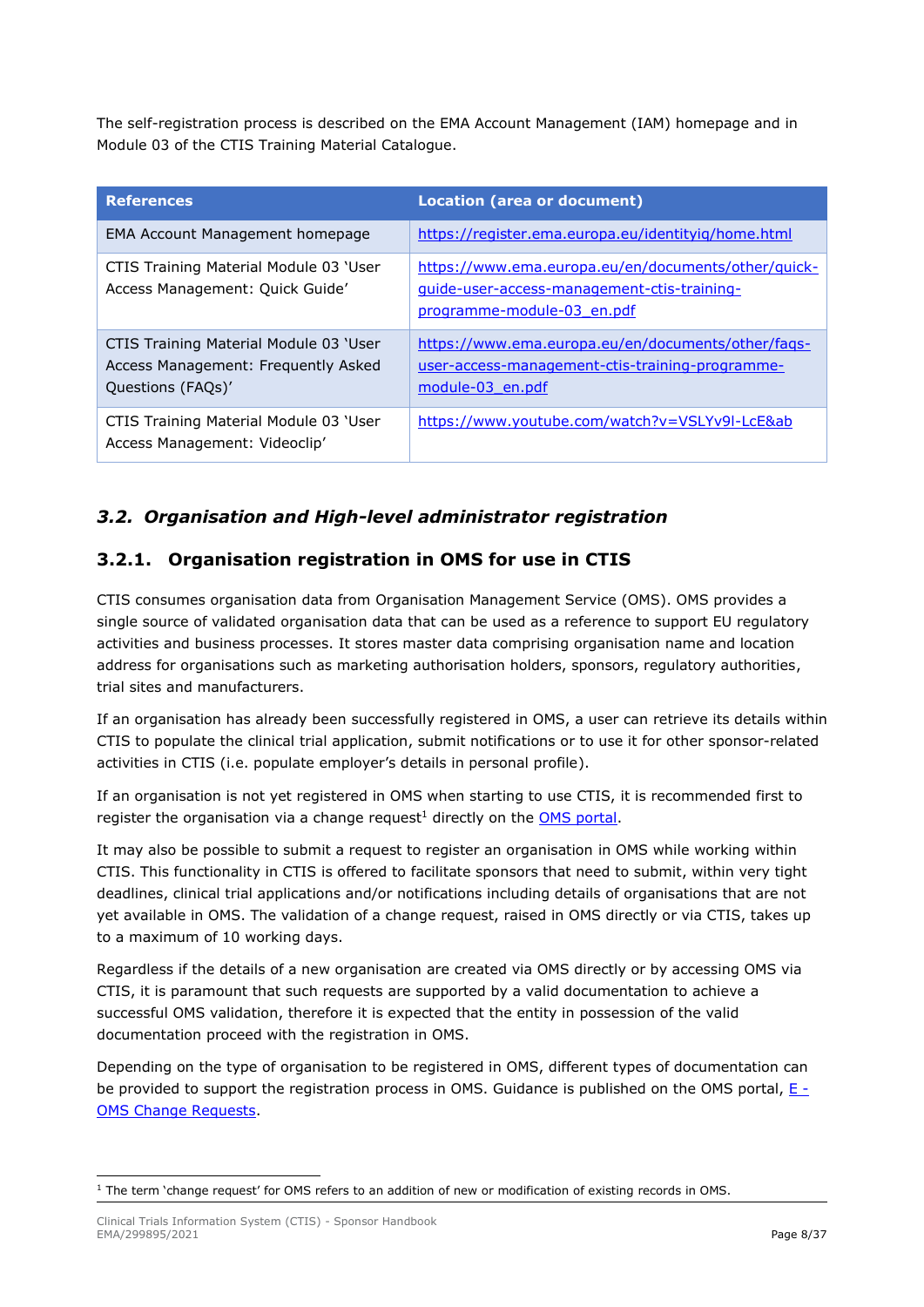The self-registration process is described on the EMA Account Management (IAM) homepage and in Module 03 of the CTIS Training Material Catalogue.

| References | Location (area or document) |
|---|---|
| EMA Account Management homepage | https://register.ema.europa.eu/identityiq/home.html |
| CTIS Training Material Module 03 'User Access Management: Quick Guide' | https://www.ema.europa.eu/en/documents/other/quick-guide-user-access-management-ctis-training-programme-module-03_en.pdf |
| CTIS Training Material Module 03 'User Access Management: Frequently Asked Questions (FAQs)' | https://www.ema.europa.eu/en/documents/other/faqs-user-access-management-ctis-training-programme-module-03_en.pdf |
| CTIS Training Material Module 03 'User Access Management: Videoclip' | https://www.youtube.com/watch?v=VSLYv9l-LcE&ab |

## *3.2. Organisation and High-level administrator registration*

### 3.2.1. Organisation registration in OMS for use in CTIS

CTIS consumes organisation data from Organisation Management Service (OMS). OMS provides a single source of validated organisation data that can be used as a reference to support EU regulatory activities and business processes. It stores master data comprising organisation name and location address for organisations such as marketing authorisation holders, sponsors, regulatory authorities, trial sites and manufacturers.

If an organisation has already been successfully registered in OMS, a user can retrieve its details within CTIS to populate the clinical trial application, submit notifications or to use it for other sponsor-related activities in CTIS (i.e. populate employer's details in personal profile).

If an organisation is not yet registered in OMS when starting to use CTIS, it is recommended first to register the organisation via a change request[1] directly on the OMS portal.

It may also be possible to submit a request to register an organisation in OMS while working within CTIS. This functionality in CTIS is offered to facilitate sponsors that need to submit, within very tight deadlines, clinical trial applications and/or notifications including details of organisations that are not yet available in OMS. The validation of a change request, raised in OMS directly or via CTIS, takes up to a maximum of 10 working days.

Regardless if the details of a new organisation are created via OMS directly or by accessing OMS via CTIS, it is paramount that such requests are supported by a valid documentation to achieve a successful OMS validation, therefore it is expected that the entity in possession of the valid documentation proceed with the registration in OMS.

Depending on the type of organisation to be registered in OMS, different types of documentation can be provided to support the registration process in OMS. Guidance is published on the OMS portal, E - OMS Change Requests.

[1] The term 'change request' for OMS refers to an addition of new or modification of existing records in OMS.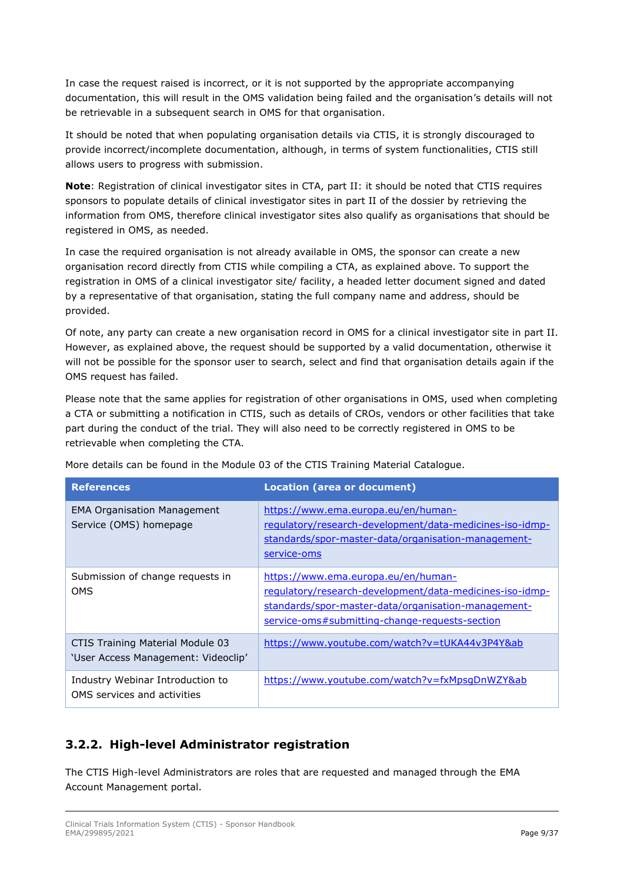In case the request raised is incorrect, or it is not supported by the appropriate accompanying documentation, this will result in the OMS validation being failed and the organisation's details will not be retrievable in a subsequent search in OMS for that organisation.

It should be noted that when populating organisation details via CTIS, it is strongly discouraged to provide incorrect/incomplete documentation, although, in terms of system functionalities, CTIS still allows users to progress with submission.

**Note**: Registration of clinical investigator sites in CTA, part II: it should be noted that CTIS requires sponsors to populate details of clinical investigator sites in part II of the dossier by retrieving the information from OMS, therefore clinical investigator sites also qualify as organisations that should be registered in OMS, as needed.

In case the required organisation is not already available in OMS, the sponsor can create a new organisation record directly from CTIS while compiling a CTA, as explained above. To support the registration in OMS of a clinical investigator site/ facility, a headed letter document signed and dated by a representative of that organisation, stating the full company name and address, should be provided.

Of note, any party can create a new organisation record in OMS for a clinical investigator site in part II. However, as explained above, the request should be supported by a valid documentation, otherwise it will not be possible for the sponsor user to search, select and find that organisation details again if the OMS request has failed.

Please note that the same applies for registration of other organisations in OMS, used when completing a CTA or submitting a notification in CTIS, such as details of CROs, vendors or other facilities that take part during the conduct of the trial. They will also need to be correctly registered in OMS to be retrievable when completing the CTA.

More details can be found in the Module 03 of the CTIS Training Material Catalogue.

| References | Location (area or document) |
|---|---|
| EMA Organisation Management Service (OMS) homepage | https://www.ema.europa.eu/en/human-regulatory/research-development/data-medicines-iso-idmp-standards/spor-master-data/organisation-management-service-oms |
| Submission of change requests in OMS | https://www.ema.europa.eu/en/human-regulatory/research-development/data-medicines-iso-idmp-standards/spor-master-data/organisation-management-service-oms#submitting-change-requests-section |
| CTIS Training Material Module 03 'User Access Management: Videoclip' | https://www.youtube.com/watch?v=tUKA44v3P4Y&ab |
| Industry Webinar Introduction to OMS services and activities | https://www.youtube.com/watch?v=fxMpsgDnWZY&ab |

### 3.2.2. High-level Administrator registration

The CTIS High-level Administrators are roles that are requested and managed through the EMA Account Management portal.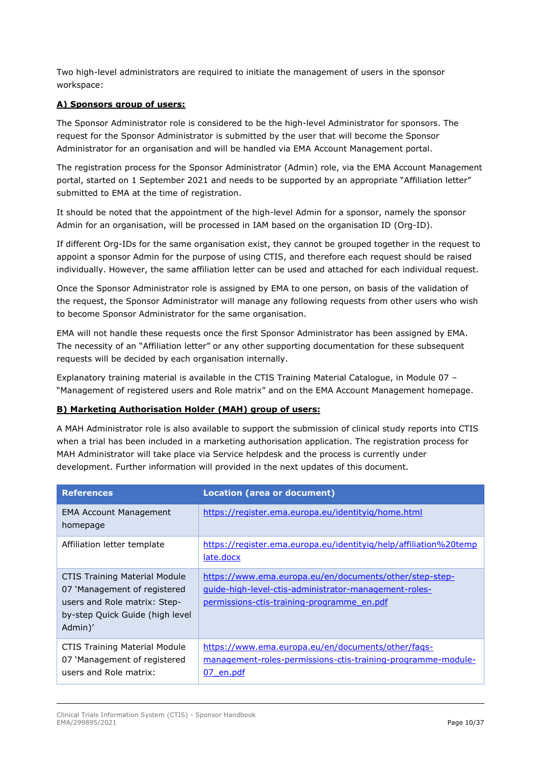Two high-level administrators are required to initiate the management of users in the sponsor workspace:

**A) Sponsors group of users:**

The Sponsor Administrator role is considered to be the high-level Administrator for sponsors. The request for the Sponsor Administrator is submitted by the user that will become the Sponsor Administrator for an organisation and will be handled via EMA Account Management portal.

The registration process for the Sponsor Administrator (Admin) role, via the EMA Account Management portal, started on 1 September 2021 and needs to be supported by an appropriate "Affiliation letter" submitted to EMA at the time of registration.

It should be noted that the appointment of the high-level Admin for a sponsor, namely the sponsor Admin for an organisation, will be processed in IAM based on the organisation ID (Org-ID).

If different Org-IDs for the same organisation exist, they cannot be grouped together in the request to appoint a sponsor Admin for the purpose of using CTIS, and therefore each request should be raised individually. However, the same affiliation letter can be used and attached for each individual request.

Once the Sponsor Administrator role is assigned by EMA to one person, on basis of the validation of the request, the Sponsor Administrator will manage any following requests from other users who wish to become Sponsor Administrator for the same organisation.

EMA will not handle these requests once the first Sponsor Administrator has been assigned by EMA. The necessity of an "Affiliation letter" or any other supporting documentation for these subsequent requests will be decided by each organisation internally.

Explanatory training material is available in the CTIS Training Material Catalogue, in Module 07 – "Management of registered users and Role matrix" and on the EMA Account Management homepage.

**B) Marketing Authorisation Holder (MAH) group of users:**

A MAH Administrator role is also available to support the submission of clinical study reports into CTIS when a trial has been included in a marketing authorisation application. The registration process for MAH Administrator will take place via Service helpdesk and the process is currently under development. Further information will provided in the next updates of this document.

| References | Location (area or document) |
| --- | --- |
| EMA Account Management homepage | https://register.ema.europa.eu/identityiq/home.html |
| Affiliation letter template | https://register.ema.europa.eu/identityiq/help/affiliation%20template.docx |
| CTIS Training Material Module 07 'Management of registered users and Role matrix: Step-by-step Quick Guide (high level Admin)' | https://www.ema.europa.eu/en/documents/other/step-step-guide-high-level-ctis-administrator-management-roles-permissions-ctis-training-programme_en.pdf |
| CTIS Training Material Module 07 'Management of registered users and Role matrix: | https://www.ema.europa.eu/en/documents/other/faqs-management-roles-permissions-ctis-training-programme-module-07_en.pdf |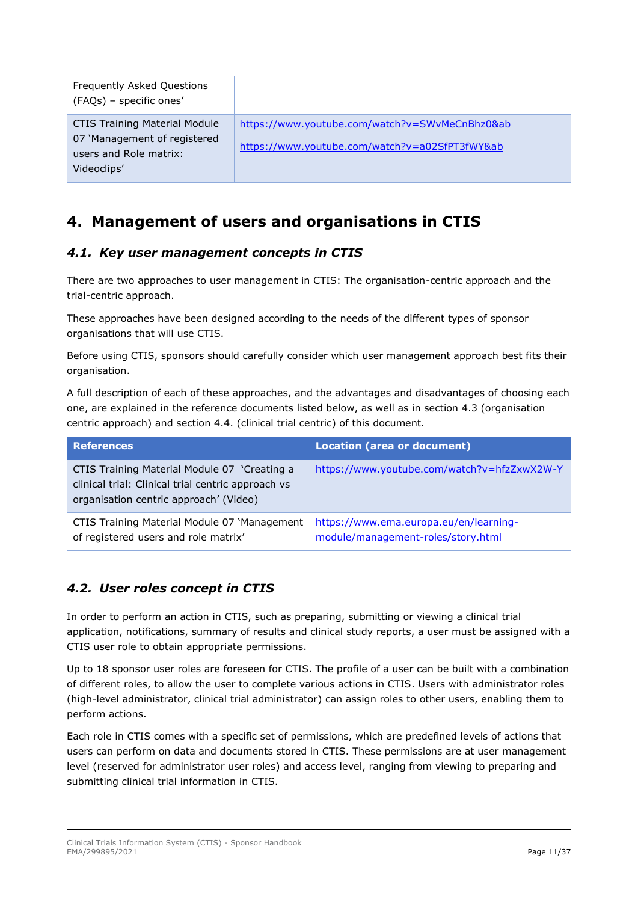| | |
|---|---|
| Frequently Asked Questions (FAQs) – specific ones' | |
| CTIS Training Material Module 07 'Management of registered users and Role matrix: Videoclips' | https://www.youtube.com/watch?v=SWvMeCnBhz0&ab<br>https://www.youtube.com/watch?v=a02SfPT3fWY&ab |

# 4. Management of users and organisations in CTIS

## 4.1. Key user management concepts in CTIS

There are two approaches to user management in CTIS: The organisation-centric approach and the trial-centric approach.

These approaches have been designed according to the needs of the different types of sponsor organisations that will use CTIS.

Before using CTIS, sponsors should carefully consider which user management approach best fits their organisation.

A full description of each of these approaches, and the advantages and disadvantages of choosing each one, are explained in the reference documents listed below, as well as in section 4.3 (organisation centric approach) and section 4.4. (clinical trial centric) of this document.

| References | Location (area or document) |
|---|---|
| CTIS Training Material Module 07 'Creating a clinical trial: Clinical trial centric approach vs organisation centric approach' (Video) | https://www.youtube.com/watch?v=hfzZxwX2W-Y |
| CTIS Training Material Module 07 'Management of registered users and role matrix' | https://www.ema.europa.eu/en/learning-module/management-roles/story.html |

## 4.2. User roles concept in CTIS

In order to perform an action in CTIS, such as preparing, submitting or viewing a clinical trial application, notifications, summary of results and clinical study reports, a user must be assigned with a CTIS user role to obtain appropriate permissions.

Up to 18 sponsor user roles are foreseen for CTIS. The profile of a user can be built with a combination of different roles, to allow the user to complete various actions in CTIS. Users with administrator roles (high-level administrator, clinical trial administrator) can assign roles to other users, enabling them to perform actions.

Each role in CTIS comes with a specific set of permissions, which are predefined levels of actions that users can perform on data and documents stored in CTIS. These permissions are at user management level (reserved for administrator user roles) and access level, ranging from viewing to preparing and submitting clinical trial information in CTIS.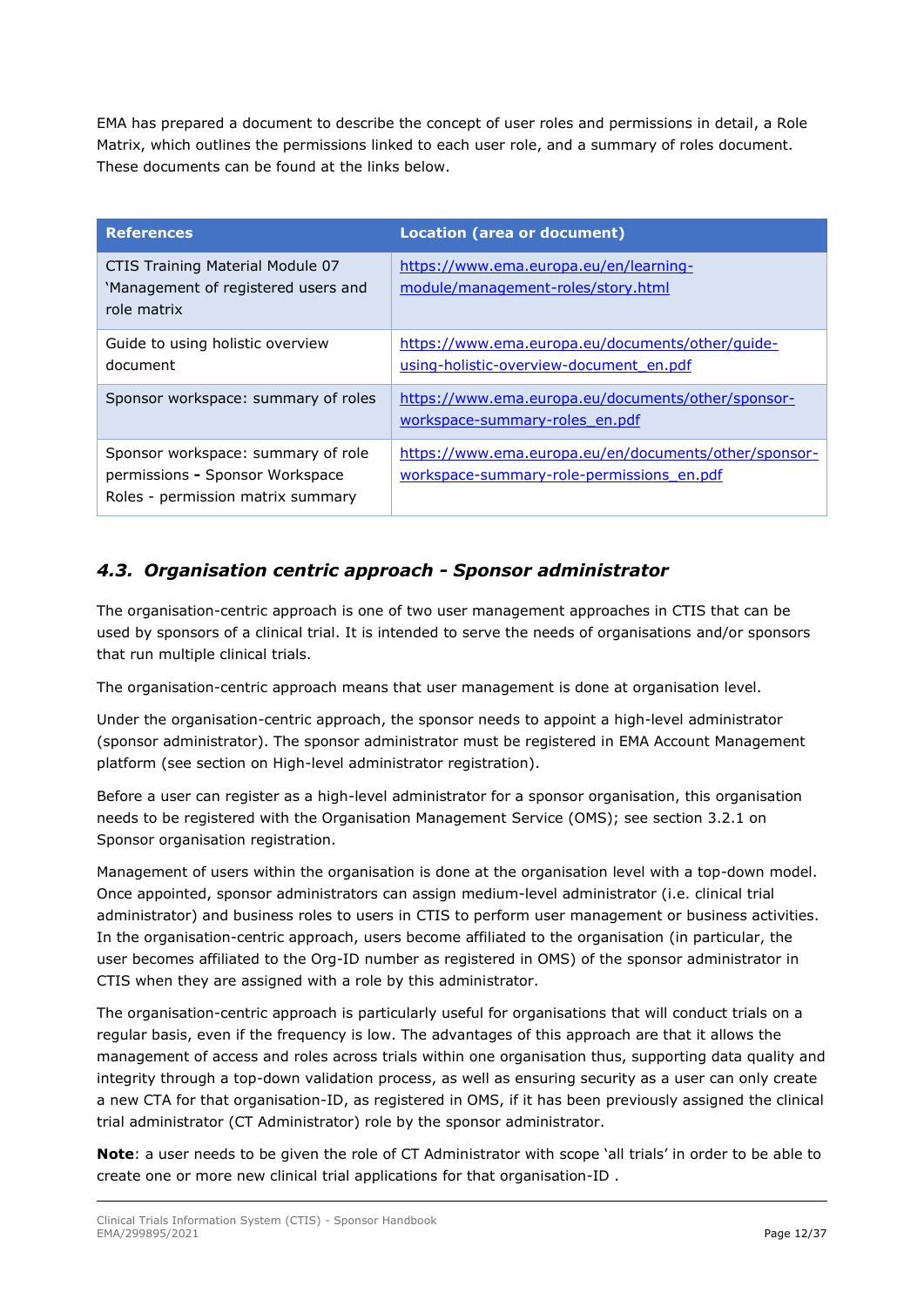EMA has prepared a document to describe the concept of user roles and permissions in detail, a Role Matrix, which outlines the permissions linked to each user role, and a summary of roles document. These documents can be found at the links below.

| References | Location (area or document) |
|---|---|
| CTIS Training Material Module 07 'Management of registered users and role matrix | https://www.ema.europa.eu/en/learning-module/management-roles/story.html |
| Guide to using holistic overview document | https://www.ema.europa.eu/documents/other/guide-using-holistic-overview-document_en.pdf |
| Sponsor workspace: summary of roles | https://www.ema.europa.eu/documents/other/sponsor-workspace-summary-roles_en.pdf |
| Sponsor workspace: summary of role permissions **-** Sponsor Workspace Roles - permission matrix summary | https://www.ema.europa.eu/en/documents/other/sponsor-workspace-summary-role-permissions_en.pdf |

## *4.3. Organisation centric approach - Sponsor administrator*

The organisation-centric approach is one of two user management approaches in CTIS that can be used by sponsors of a clinical trial. It is intended to serve the needs of organisations and/or sponsors that run multiple clinical trials.

The organisation-centric approach means that user management is done at organisation level.

Under the organisation-centric approach, the sponsor needs to appoint a high-level administrator (sponsor administrator). The sponsor administrator must be registered in EMA Account Management platform (see section on High-level administrator registration).

Before a user can register as a high-level administrator for a sponsor organisation, this organisation needs to be registered with the Organisation Management Service (OMS); see section 3.2.1 on Sponsor organisation registration.

Management of users within the organisation is done at the organisation level with a top-down model. Once appointed, sponsor administrators can assign medium-level administrator (i.e. clinical trial administrator) and business roles to users in CTIS to perform user management or business activities. In the organisation-centric approach, users become affiliated to the organisation (in particular, the user becomes affiliated to the Org-ID number as registered in OMS) of the sponsor administrator in CTIS when they are assigned with a role by this administrator.

The organisation-centric approach is particularly useful for organisations that will conduct trials on a regular basis, even if the frequency is low. The advantages of this approach are that it allows the management of access and roles across trials within one organisation thus, supporting data quality and integrity through a top-down validation process, as well as ensuring security as a user can only create a new CTA for that organisation-ID, as registered in OMS, if it has been previously assigned the clinical trial administrator (CT Administrator) role by the sponsor administrator.

**Note**: a user needs to be given the role of CT Administrator with scope 'all trials' in order to be able to create one or more new clinical trial applications for that organisation-ID .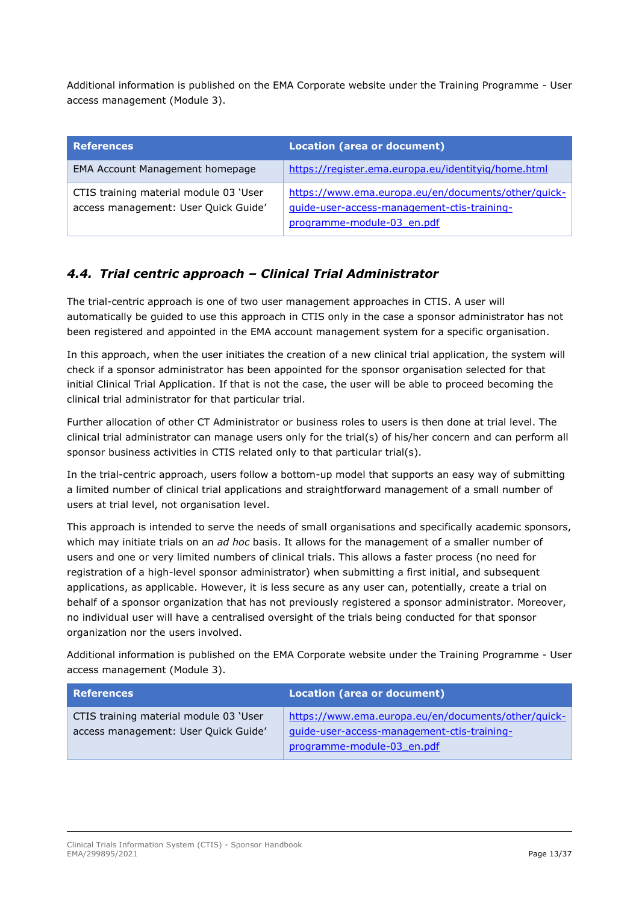Additional information is published on the EMA Corporate website under the Training Programme - User access management (Module 3).

| References | Location (area or document) |
| --- | --- |
| EMA Account Management homepage | https://register.ema.europa.eu/identityiq/home.html |
| CTIS training material module 03 'User access management: User Quick Guide' | https://www.ema.europa.eu/en/documents/other/quick-guide-user-access-management-ctis-training-programme-module-03_en.pdf |

### *4.4. Trial centric approach – Clinical Trial Administrator*

The trial-centric approach is one of two user management approaches in CTIS. A user will automatically be guided to use this approach in CTIS only in the case a sponsor administrator has not been registered and appointed in the EMA account management system for a specific organisation.

In this approach, when the user initiates the creation of a new clinical trial application, the system will check if a sponsor administrator has been appointed for the sponsor organisation selected for that initial Clinical Trial Application. If that is not the case, the user will be able to proceed becoming the clinical trial administrator for that particular trial.

Further allocation of other CT Administrator or business roles to users is then done at trial level. The clinical trial administrator can manage users only for the trial(s) of his/her concern and can perform all sponsor business activities in CTIS related only to that particular trial(s).

In the trial-centric approach, users follow a bottom-up model that supports an easy way of submitting a limited number of clinical trial applications and straightforward management of a small number of users at trial level, not organisation level.

This approach is intended to serve the needs of small organisations and specifically academic sponsors, which may initiate trials on an *ad hoc* basis. It allows for the management of a smaller number of users and one or very limited numbers of clinical trials. This allows a faster process (no need for registration of a high-level sponsor administrator) when submitting a first initial, and subsequent applications, as applicable. However, it is less secure as any user can, potentially, create a trial on behalf of a sponsor organization that has not previously registered a sponsor administrator. Moreover, no individual user will have a centralised oversight of the trials being conducted for that sponsor organization nor the users involved.

Additional information is published on the EMA Corporate website under the Training Programme - User access management (Module 3).

| References | Location (area or document) |
| --- | --- |
| CTIS training material module 03 'User access management: User Quick Guide' | https://www.ema.europa.eu/en/documents/other/quick-guide-user-access-management-ctis-training-programme-module-03_en.pdf |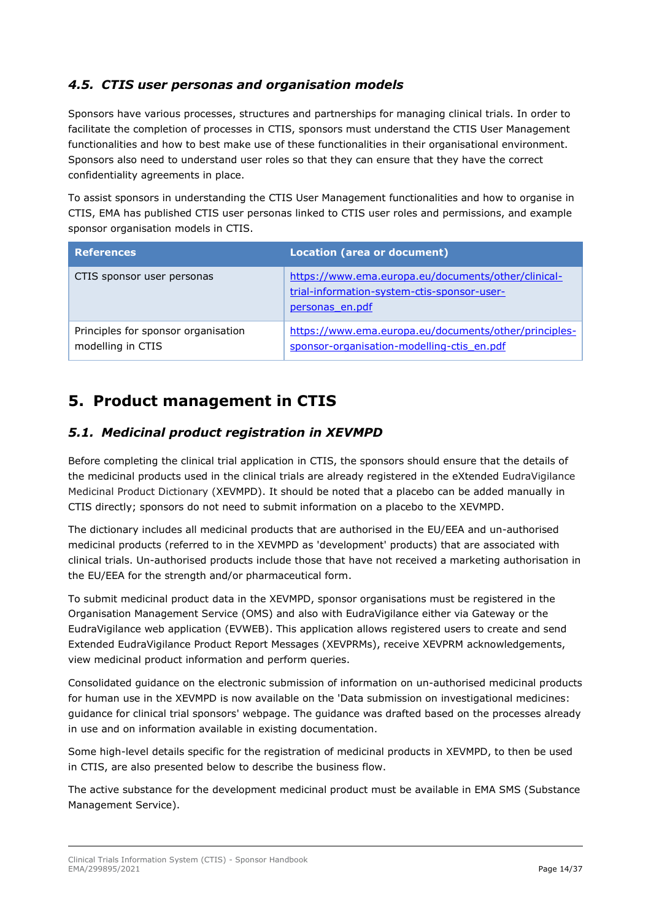### 4.5. CTIS user personas and organisation models

Sponsors have various processes, structures and partnerships for managing clinical trials. In order to facilitate the completion of processes in CTIS, sponsors must understand the CTIS User Management functionalities and how to best make use of these functionalities in their organisational environment. Sponsors also need to understand user roles so that they can ensure that they have the correct confidentiality agreements in place.

To assist sponsors in understanding the CTIS User Management functionalities and how to organise in CTIS, EMA has published CTIS user personas linked to CTIS user roles and permissions, and example sponsor organisation models in CTIS.

| References | Location (area or document) |
| --- | --- |
| CTIS sponsor user personas | https://www.ema.europa.eu/documents/other/clinical-trial-information-system-ctis-sponsor-user-personas_en.pdf |
| Principles for sponsor organisation modelling in CTIS | https://www.ema.europa.eu/documents/other/principles-sponsor-organisation-modelling-ctis_en.pdf |

## 5. Product management in CTIS

### 5.1. Medicinal product registration in XEVMPD

Before completing the clinical trial application in CTIS, the sponsors should ensure that the details of the medicinal products used in the clinical trials are already registered in the eXtended EudraVigilance Medicinal Product Dictionary (XEVMPD). It should be noted that a placebo can be added manually in CTIS directly; sponsors do not need to submit information on a placebo to the XEVMPD.

The dictionary includes all medicinal products that are authorised in the EU/EEA and un-authorised medicinal products (referred to in the XEVMPD as 'development' products) that are associated with clinical trials. Un-authorised products include those that have not received a marketing authorisation in the EU/EEA for the strength and/or pharmaceutical form.

To submit medicinal product data in the XEVMPD, sponsor organisations must be registered in the Organisation Management Service (OMS) and also with EudraVigilance either via Gateway or the EudraVigilance web application (EVWEB). This application allows registered users to create and send Extended EudraVigilance Product Report Messages (XEVPRMs), receive XEVPRM acknowledgements, view medicinal product information and perform queries.

Consolidated guidance on the electronic submission of information on un-authorised medicinal products for human use in the XEVMPD is now available on the 'Data submission on investigational medicines: guidance for clinical trial sponsors' webpage. The guidance was drafted based on the processes already in use and on information available in existing documentation.

Some high-level details specific for the registration of medicinal products in XEVMPD, to then be used in CTIS, are also presented below to describe the business flow.

The active substance for the development medicinal product must be available in EMA SMS (Substance Management Service).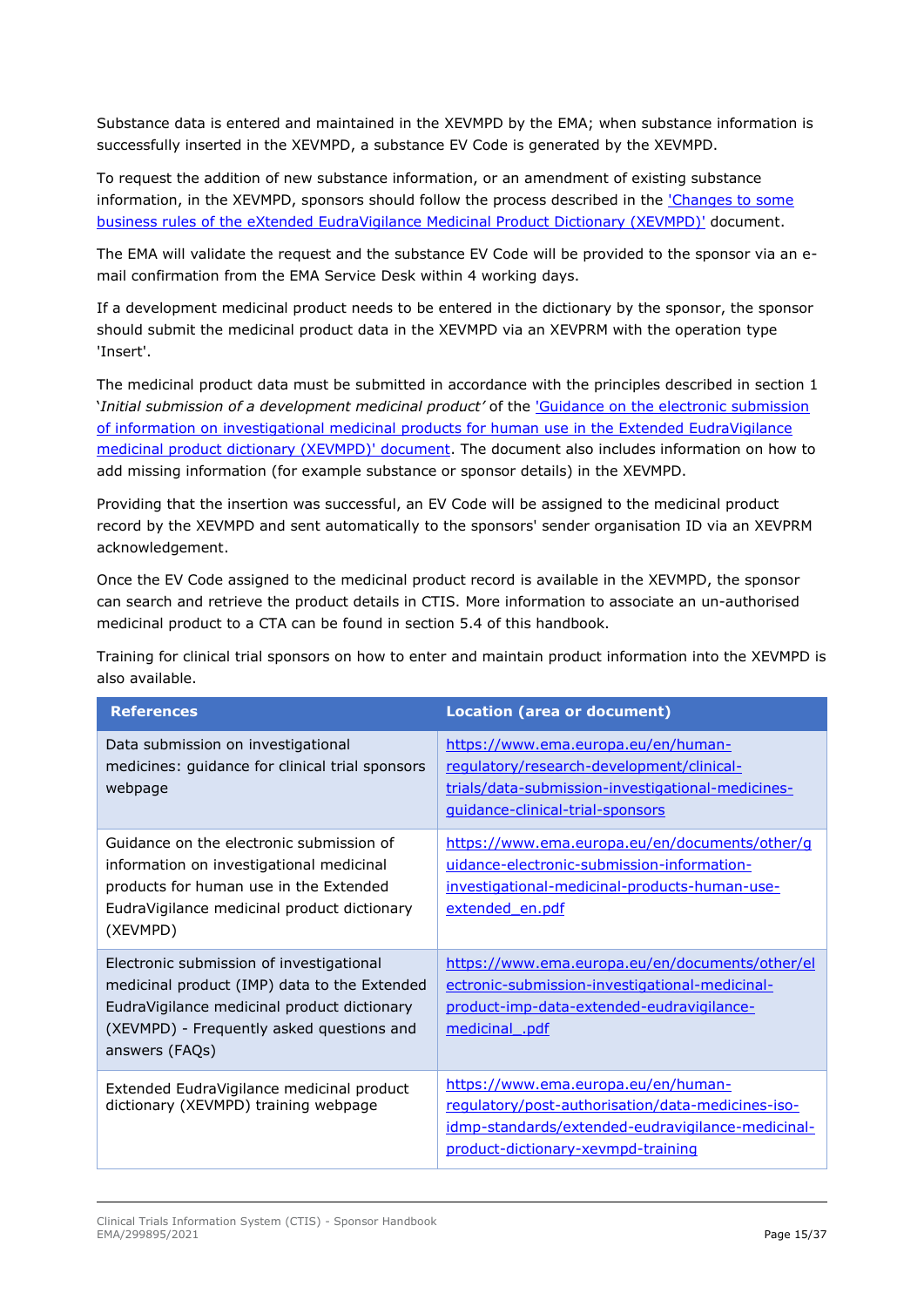Substance data is entered and maintained in the XEVMPD by the EMA; when substance information is successfully inserted in the XEVMPD, a substance EV Code is generated by the XEVMPD.

To request the addition of new substance information, or an amendment of existing substance information, in the XEVMPD, sponsors should follow the process described in the ['Changes to some business rules of the eXtended EudraVigilance Medicinal Product Dictionary (XEVMPD)'] document.

The EMA will validate the request and the substance EV Code will be provided to the sponsor via an e-mail confirmation from the EMA Service Desk within 4 working days.

If a development medicinal product needs to be entered in the dictionary by the sponsor, the sponsor should submit the medicinal product data in the XEVMPD via an XEVPRM with the operation type 'Insert'.

The medicinal product data must be submitted in accordance with the principles described in section 1 '*Initial submission of a development medicinal product*' of the ['Guidance on the electronic submission of information on investigational medicinal products for human use in the Extended EudraVigilance medicinal product dictionary (XEVMPD)' document]. The document also includes information on how to add missing information (for example substance or sponsor details) in the XEVMPD.

Providing that the insertion was successful, an EV Code will be assigned to the medicinal product record by the XEVMPD and sent automatically to the sponsors' sender organisation ID via an XEVPRM acknowledgement.

Once the EV Code assigned to the medicinal product record is available in the XEVMPD, the sponsor can search and retrieve the product details in CTIS. More information to associate an un-authorised medicinal product to a CTA can be found in section 5.4 of this handbook.

Training for clinical trial sponsors on how to enter and maintain product information into the XEVMPD is also available.

| References | Location (area or document) |
|---|---|
| Data submission on investigational medicines: guidance for clinical trial sponsors webpage | https://www.ema.europa.eu/en/human-regulatory/research-development/clinical-trials/data-submission-investigational-medicines-guidance-clinical-trial-sponsors |
| Guidance on the electronic submission of information on investigational medicinal products for human use in the Extended EudraVigilance medicinal product dictionary (XEVMPD) | https://www.ema.europa.eu/en/documents/other/guidance-electronic-submission-information-investigational-medicinal-products-human-use-extended_en.pdf |
| Electronic submission of investigational medicinal product (IMP) data to the Extended EudraVigilance medicinal product dictionary (XEVMPD) - Frequently asked questions and answers (FAQs) | https://www.ema.europa.eu/en/documents/other/electronic-submission-investigational-medicinal-product-imp-data-extended-eudravigilance-medicinal_.pdf |
| Extended EudraVigilance medicinal product dictionary (XEVMPD) training webpage | https://www.ema.europa.eu/en/human-regulatory/post-authorisation/data-medicines-iso-idmp-standards/extended-eudravigilance-medicinal-product-dictionary-xevmpd-training |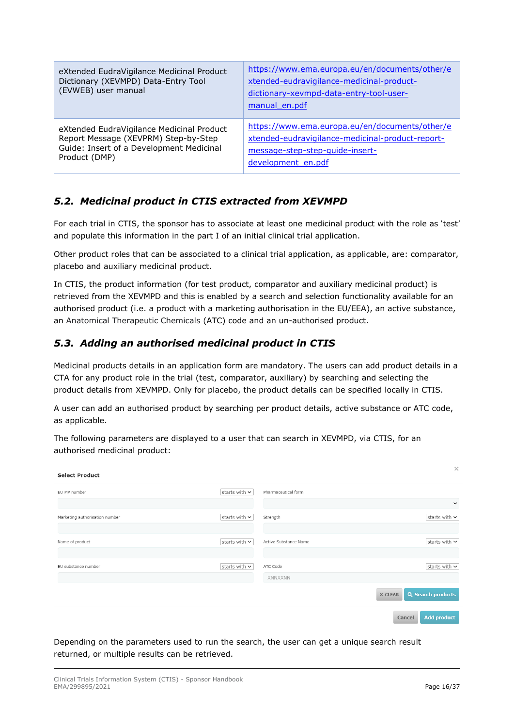| | |
|---|---|
| eXtended EudraVigilance Medicinal Product Dictionary (XEVMPD) Data-Entry Tool (EVWEB) user manual | https://www.ema.europa.eu/en/documents/other/extended-eudravigilance-medicinal-product-dictionary-xevmpd-data-entry-tool-user-manual_en.pdf |
| eXtended EudraVigilance Medicinal Product Report Message (XEVPRM) Step-by-Step Guide: Insert of a Development Medicinal Product (DMP) | https://www.ema.europa.eu/en/documents/other/extended-eudravigilance-medicinal-product-report-message-step-step-guide-insert-development_en.pdf |

## 5.2. Medicinal product in CTIS extracted from XEVMPD

For each trial in CTIS, the sponsor has to associate at least one medicinal product with the role as 'test' and populate this information in the part I of an initial clinical trial application.

Other product roles that can be associated to a clinical trial application, as applicable, are: comparator, placebo and auxiliary medicinal product.

In CTIS, the product information (for test product, comparator and auxiliary medicinal product) is retrieved from the XEVMPD and this is enabled by a search and selection functionality available for an authorised product (i.e. a product with a marketing authorisation in the EU/EEA), an active substance, an Anatomical Therapeutic Chemicals (ATC) code and an un-authorised product.

## 5.3. Adding an authorised medicinal product in CTIS

Medicinal products details in an application form are mandatory. The users can add product details in a CTA for any product role in the trial (test, comparator, auxiliary) by searching and selecting the product details from XEVMPD. Only for placebo, the product details can be specified locally in CTIS.

A user can add an authorised product by searching per product details, active substance or ATC code, as applicable.

The following parameters are displayed to a user that can search in XEVMPD, via CTIS, for an authorised medicinal product:

Select Product

EU MP number (starts with)
Pharmaceutical form
Marketing authorisation number (starts with)
Strength (starts with)
Name of product (starts with)
Active Substance Name (starts with)
EU substance number (starts with)
ATC Code (starts with) XNNXXNN

× CLEAR | Search products

Cancel | Add product

Depending on the parameters used to run the search, the user can get a unique search result returned, or multiple results can be retrieved.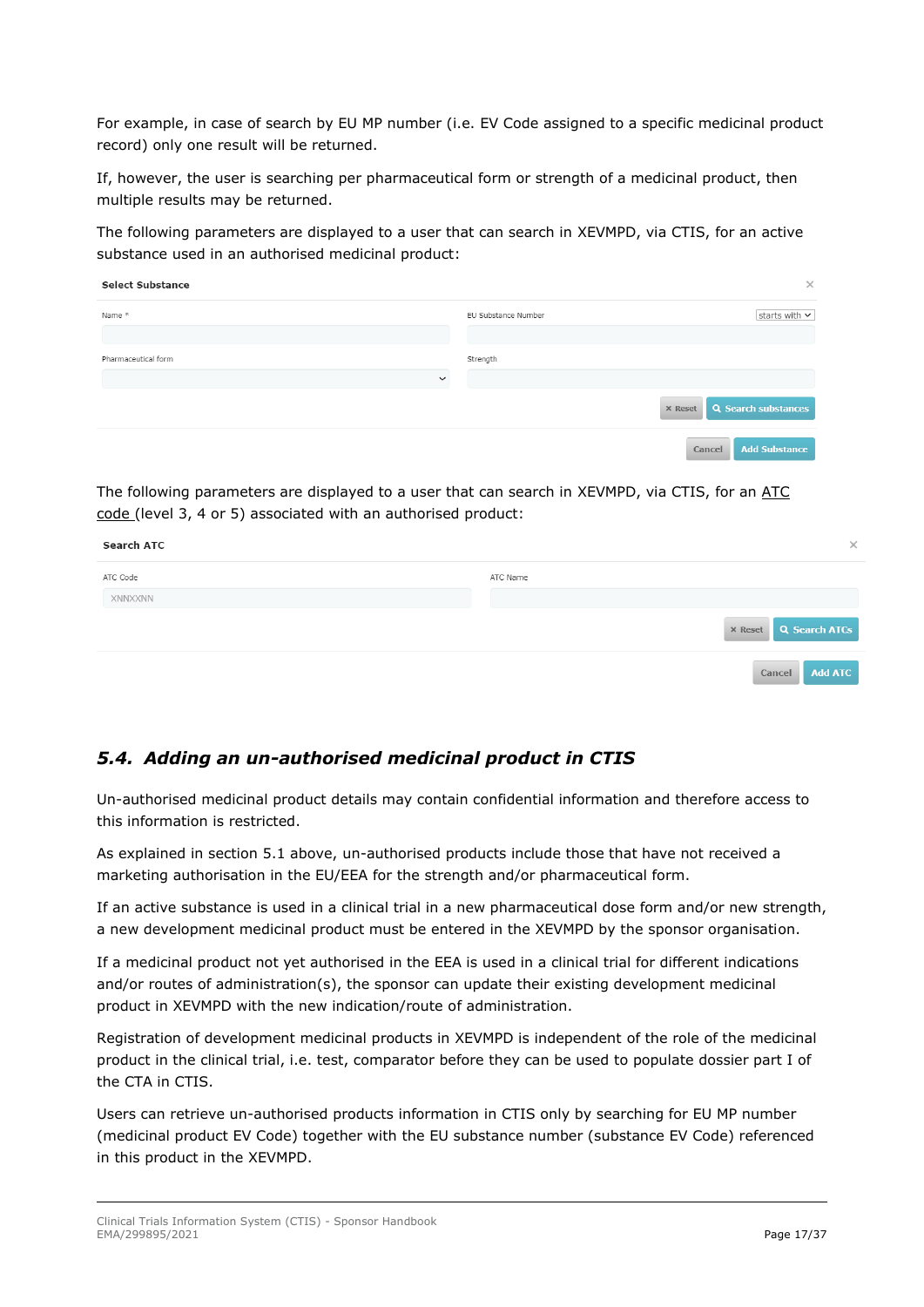For example, in case of search by EU MP number (i.e. EV Code assigned to a specific medicinal product record) only one result will be returned.

If, however, the user is searching per pharmaceutical form or strength of a medicinal product, then multiple results may be returned.

The following parameters are displayed to a user that can search in XEVMPD, via CTIS, for an active substance used in an authorised medicinal product:

Select Substance

Name *

EU Substance Number

starts with

Pharmaceutical form

Strength

× Reset

Search substances

Cancel

Add Substance

The following parameters are displayed to a user that can search in XEVMPD, via CTIS, for an ATC code (level 3, 4 or 5) associated with an authorised product:

Search ATC

ATC Code

XNNXXNN

ATC Name

× Reset

Search ATCs

Cancel

Add ATC

## *5.4. Adding an un-authorised medicinal product in CTIS*

Un-authorised medicinal product details may contain confidential information and therefore access to this information is restricted.

As explained in section 5.1 above, un-authorised products include those that have not received a marketing authorisation in the EU/EEA for the strength and/or pharmaceutical form.

If an active substance is used in a clinical trial in a new pharmaceutical dose form and/or new strength, a new development medicinal product must be entered in the XEVMPD by the sponsor organisation.

If a medicinal product not yet authorised in the EEA is used in a clinical trial for different indications and/or routes of administration(s), the sponsor can update their existing development medicinal product in XEVMPD with the new indication/route of administration.

Registration of development medicinal products in XEVMPD is independent of the role of the medicinal product in the clinical trial, i.e. test, comparator before they can be used to populate dossier part I of the CTA in CTIS.

Users can retrieve un-authorised products information in CTIS only by searching for EU MP number (medicinal product EV Code) together with the EU substance number (substance EV Code) referenced in this product in the XEVMPD.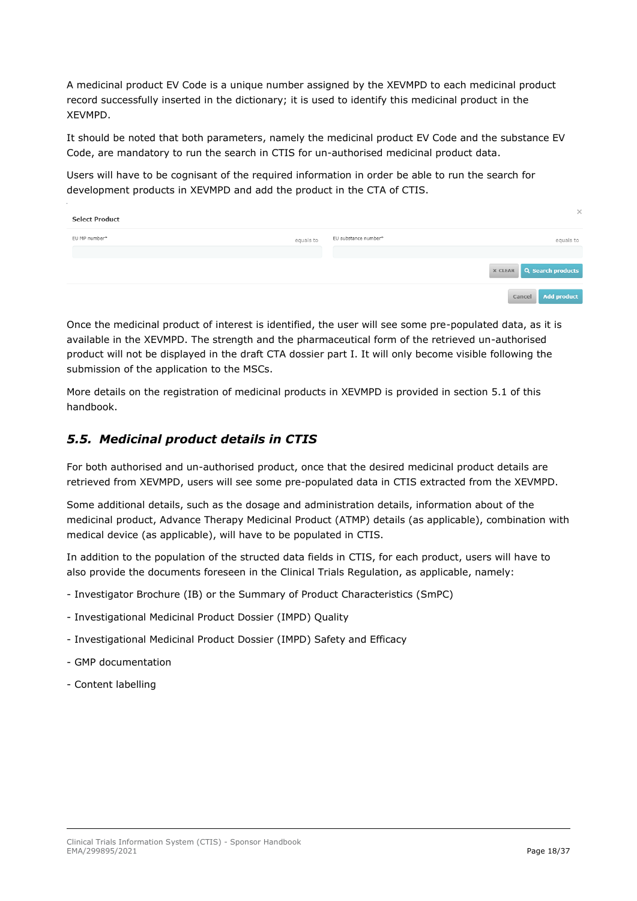A medicinal product EV Code is a unique number assigned by the XEVMPD to each medicinal product record successfully inserted in the dictionary; it is used to identify this medicinal product in the XEVMPD.

It should be noted that both parameters, namely the medicinal product EV Code and the substance EV Code, are mandatory to run the search in CTIS for un-authorised medicinal product data.

Users will have to be cognisant of the required information in order be able to run the search for development products in XEVMPD and add the product in the CTA of CTIS.

Select Product

EU MP number* equals to

EU substance number* equals to

× CLEAR

Search products

Cancel

Add product

Once the medicinal product of interest is identified, the user will see some pre-populated data, as it is available in the XEVMPD. The strength and the pharmaceutical form of the retrieved un-authorised product will not be displayed in the draft CTA dossier part I. It will only become visible following the submission of the application to the MSCs.

More details on the registration of medicinal products in XEVMPD is provided in section 5.1 of this handbook.

## *5.5. Medicinal product details in CTIS*

For both authorised and un-authorised product, once that the desired medicinal product details are retrieved from XEVMPD, users will see some pre-populated data in CTIS extracted from the XEVMPD.

Some additional details, such as the dosage and administration details, information about of the medicinal product, Advance Therapy Medicinal Product (ATMP) details (as applicable), combination with medical device (as applicable), will have to be populated in CTIS.

In addition to the population of the structed data fields in CTIS, for each product, users will have to also provide the documents foreseen in the Clinical Trials Regulation, as applicable, namely:

- Investigator Brochure (IB) or the Summary of Product Characteristics (SmPC)

- Investigational Medicinal Product Dossier (IMPD) Quality

- Investigational Medicinal Product Dossier (IMPD) Safety and Efficacy

- GMP documentation

- Content labelling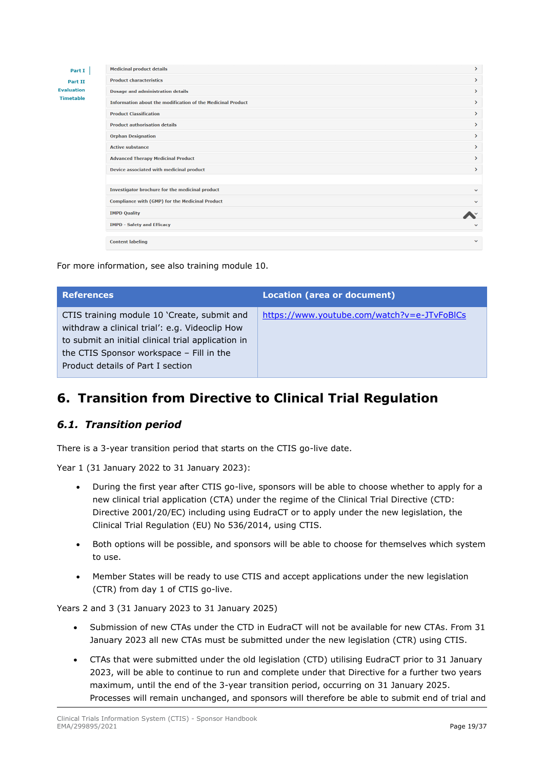Part I
Part II
Evaluation
Timetable

- Medicinal product details
- Product characteristics
- Dosage and administration details
- Information about the modification of the Medicinal Product
- Product Classification
- Product authorisation details
- Orphan Designation
- Active substance
- Advanced Therapy Medicinal Product
- Device associated with medicinal product
- Investigator brochure for the medicinal product
- Compliance with (GMP) for the Medicinal Product
- IMPD Quality
- IMPD - Safety and Efficacy
- Content labeling

For more information, see also training module 10.

| References | Location (area or document) |
|---|---|
| CTIS training module 10 'Create, submit and withdraw a clinical trial': e.g. Videoclip How to submit an initial clinical trial application in the CTIS Sponsor workspace – Fill in the Product details of Part I section | https://www.youtube.com/watch?v=e-JTvFoBlCs |

# 6. Transition from Directive to Clinical Trial Regulation

## *6.1. Transition period*

There is a 3-year transition period that starts on the CTIS go-live date.

Year 1 (31 January 2022 to 31 January 2023):

- During the first year after CTIS go-live, sponsors will be able to choose whether to apply for a new clinical trial application (CTA) under the regime of the Clinical Trial Directive (CTD: Directive 2001/20/EC) including using EudraCT or to apply under the new legislation, the Clinical Trial Regulation (EU) No 536/2014, using CTIS.
- Both options will be possible, and sponsors will be able to choose for themselves which system to use.
- Member States will be ready to use CTIS and accept applications under the new legislation (CTR) from day 1 of CTIS go-live.

Years 2 and 3 (31 January 2023 to 31 January 2025)

- Submission of new CTAs under the CTD in EudraCT will not be available for new CTAs. From 31 January 2023 all new CTAs must be submitted under the new legislation (CTR) using CTIS.
- CTAs that were submitted under the old legislation (CTD) utilising EudraCT prior to 31 January 2023, will be able to continue to run and complete under that Directive for a further two years maximum, until the end of the 3-year transition period, occurring on 31 January 2025. Processes will remain unchanged, and sponsors will therefore be able to submit end of trial and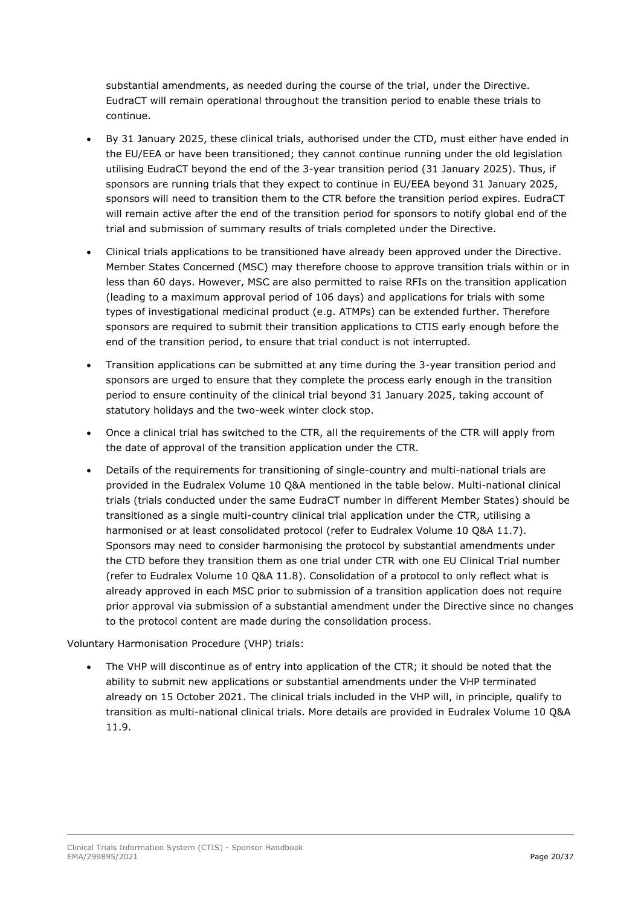substantial amendments, as needed during the course of the trial, under the Directive. EudraCT will remain operational throughout the transition period to enable these trials to continue.

- By 31 January 2025, these clinical trials, authorised under the CTD, must either have ended in the EU/EEA or have been transitioned; they cannot continue running under the old legislation utilising EudraCT beyond the end of the 3-year transition period (31 January 2025). Thus, if sponsors are running trials that they expect to continue in EU/EEA beyond 31 January 2025, sponsors will need to transition them to the CTR before the transition period expires. EudraCT will remain active after the end of the transition period for sponsors to notify global end of the trial and submission of summary results of trials completed under the Directive.
- Clinical trials applications to be transitioned have already been approved under the Directive. Member States Concerned (MSC) may therefore choose to approve transition trials within or in less than 60 days. However, MSC are also permitted to raise RFIs on the transition application (leading to a maximum approval period of 106 days) and applications for trials with some types of investigational medicinal product (e.g. ATMPs) can be extended further. Therefore sponsors are required to submit their transition applications to CTIS early enough before the end of the transition period, to ensure that trial conduct is not interrupted.
- Transition applications can be submitted at any time during the 3-year transition period and sponsors are urged to ensure that they complete the process early enough in the transition period to ensure continuity of the clinical trial beyond 31 January 2025, taking account of statutory holidays and the two-week winter clock stop.
- Once a clinical trial has switched to the CTR, all the requirements of the CTR will apply from the date of approval of the transition application under the CTR.
- Details of the requirements for transitioning of single-country and multi-national trials are provided in the Eudralex Volume 10 Q&A mentioned in the table below. Multi-national clinical trials (trials conducted under the same EudraCT number in different Member States) should be transitioned as a single multi-country clinical trial application under the CTR, utilising a harmonised or at least consolidated protocol (refer to Eudralex Volume 10 Q&A 11.7). Sponsors may need to consider harmonising the protocol by substantial amendments under the CTD before they transition them as one trial under CTR with one EU Clinical Trial number (refer to Eudralex Volume 10 Q&A 11.8). Consolidation of a protocol to only reflect what is already approved in each MSC prior to submission of a transition application does not require prior approval via submission of a substantial amendment under the Directive since no changes to the protocol content are made during the consolidation process.

Voluntary Harmonisation Procedure (VHP) trials:

- The VHP will discontinue as of entry into application of the CTR; it should be noted that the ability to submit new applications or substantial amendments under the VHP terminated already on 15 October 2021. The clinical trials included in the VHP will, in principle, qualify to transition as multi-national clinical trials. More details are provided in Eudralex Volume 10 Q&A 11.9.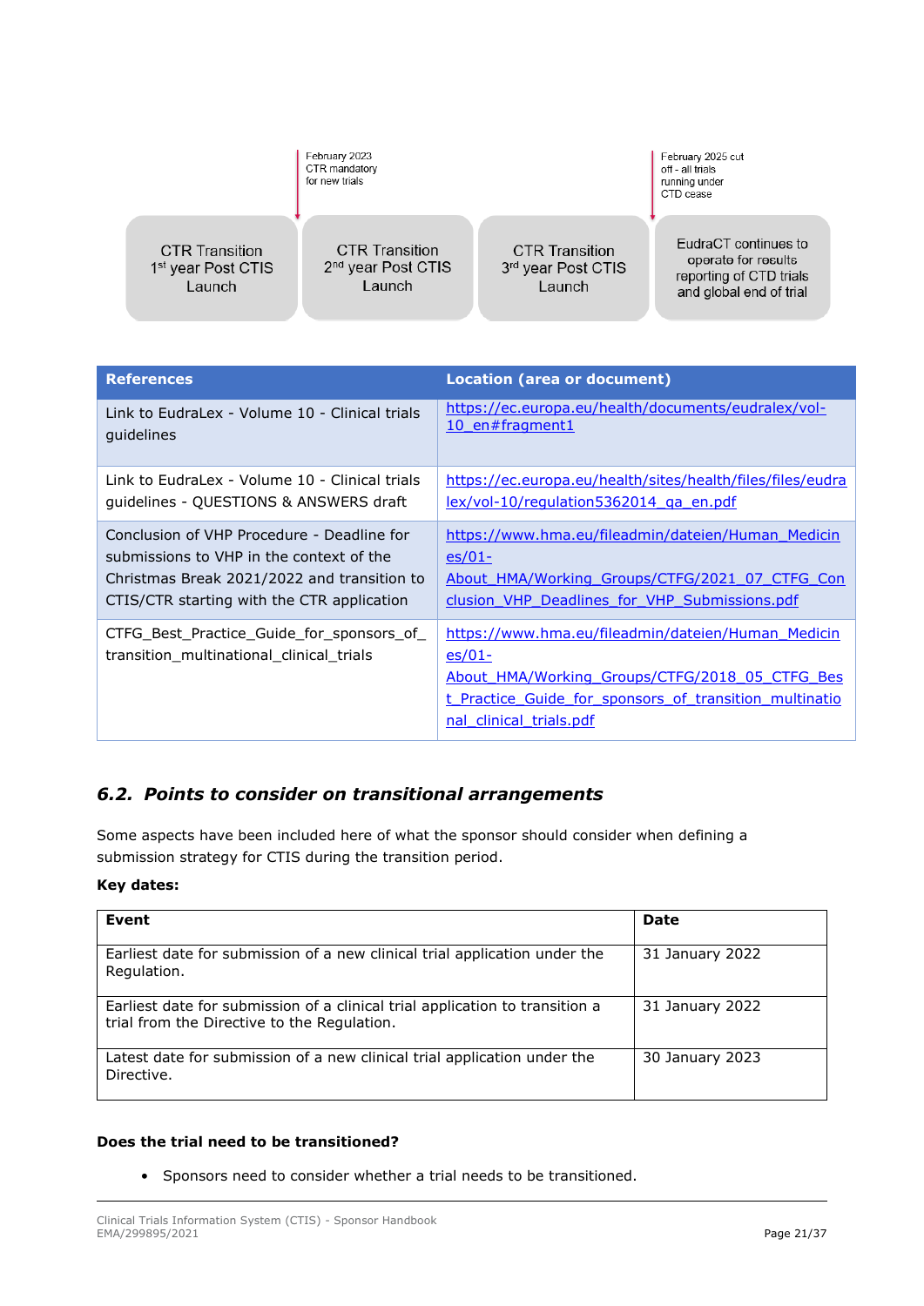February 2023
CTR mandatory
for new trials

February 2025 cut
off - all trials
running under
CTD cease

CTR Transition
1st year Post CTIS
Launch

CTR Transition
2nd year Post CTIS
Launch

CTR Transition
3rd year Post CTIS
Launch

EudraCT continues to
operate for results
reporting of CTD trials
and global end of trial

| References | Location (area or document) |
|---|---|
| Link to EudraLex - Volume 10 - Clinical trials guidelines | https://ec.europa.eu/health/documents/eudralex/vol-10_en#fragment1 |
| Link to EudraLex - Volume 10 - Clinical trials guidelines - QUESTIONS & ANSWERS draft | https://ec.europa.eu/health/sites/health/files/files/eudralex/vol-10/regulation5362014_qa_en.pdf |
| Conclusion of VHP Procedure - Deadline for submissions to VHP in the context of the Christmas Break 2021/2022 and transition to CTIS/CTR starting with the CTR application | https://www.hma.eu/fileadmin/dateien/Human_Medicines/01-About_HMA/Working_Groups/CTFG/2021_07_CTFG_Conclusion_VHP_Deadlines_for_VHP_Submissions.pdf |
| CTFG_Best_Practice_Guide_for_sponsors_of_transition_multinational_clinical_trials | https://www.hma.eu/fileadmin/dateien/Human_Medicines/01-About_HMA/Working_Groups/CTFG/2018_05_CTFG_Best_Practice_Guide_for_sponsors_of_transition_multinational_clinical_trials.pdf |

## *6.2. Points to consider on transitional arrangements*

Some aspects have been included here of what the sponsor should consider when defining a submission strategy for CTIS during the transition period.

**Key dates:**

| Event | Date |
|---|---|
| Earliest date for submission of a new clinical trial application under the Regulation. | 31 January 2022 |
| Earliest date for submission of a clinical trial application to transition a trial from the Directive to the Regulation. | 31 January 2022 |
| Latest date for submission of a new clinical trial application under the Directive. | 30 January 2023 |

**Does the trial need to be transitioned?**

- Sponsors need to consider whether a trial needs to be transitioned.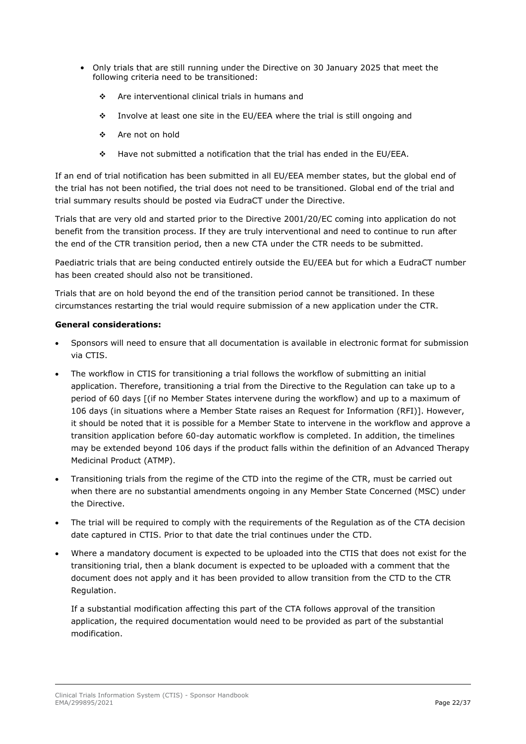- Only trials that are still running under the Directive on 30 January 2025 that meet the following criteria need to be transitioned:
  - Are interventional clinical trials in humans and
  - Involve at least one site in the EU/EEA where the trial is still ongoing and
  - Are not on hold
  - Have not submitted a notification that the trial has ended in the EU/EEA.

If an end of trial notification has been submitted in all EU/EEA member states, but the global end of the trial has not been notified, the trial does not need to be transitioned. Global end of the trial and trial summary results should be posted via EudraCT under the Directive.

Trials that are very old and started prior to the Directive 2001/20/EC coming into application do not benefit from the transition process. If they are truly interventional and need to continue to run after the end of the CTR transition period, then a new CTA under the CTR needs to be submitted.

Paediatric trials that are being conducted entirely outside the EU/EEA but for which a EudraCT number has been created should also not be transitioned.

Trials that are on hold beyond the end of the transition period cannot be transitioned. In these circumstances restarting the trial would require submission of a new application under the CTR.

**General considerations:**

- Sponsors will need to ensure that all documentation is available in electronic format for submission via CTIS.
- The workflow in CTIS for transitioning a trial follows the workflow of submitting an initial application. Therefore, transitioning a trial from the Directive to the Regulation can take up to a period of 60 days [(if no Member States intervene during the workflow) and up to a maximum of 106 days (in situations where a Member State raises an Request for Information (RFI)]. However, it should be noted that it is possible for a Member State to intervene in the workflow and approve a transition application before 60-day automatic workflow is completed. In addition, the timelines may be extended beyond 106 days if the product falls within the definition of an Advanced Therapy Medicinal Product (ATMP).
- Transitioning trials from the regime of the CTD into the regime of the CTR, must be carried out when there are no substantial amendments ongoing in any Member State Concerned (MSC) under the Directive.
- The trial will be required to comply with the requirements of the Regulation as of the CTA decision date captured in CTIS. Prior to that date the trial continues under the CTD.
- Where a mandatory document is expected to be uploaded into the CTIS that does not exist for the transitioning trial, then a blank document is expected to be uploaded with a comment that the document does not apply and it has been provided to allow transition from the CTD to the CTR Regulation.

  If a substantial modification affecting this part of the CTA follows approval of the transition application, the required documentation would need to be provided as part of the substantial modification.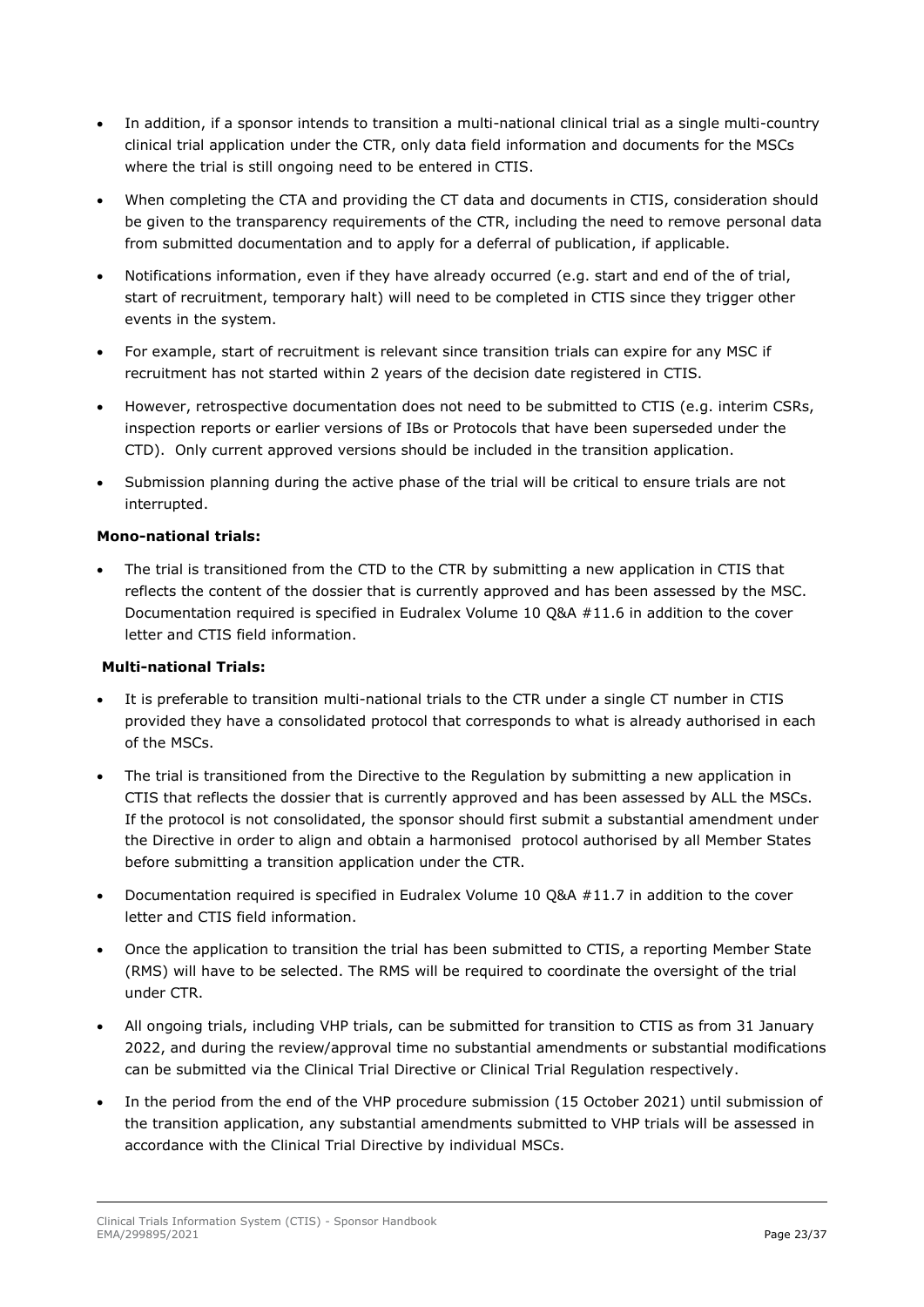- In addition, if a sponsor intends to transition a multi-national clinical trial as a single multi-country clinical trial application under the CTR, only data field information and documents for the MSCs where the trial is still ongoing need to be entered in CTIS.
- When completing the CTA and providing the CT data and documents in CTIS, consideration should be given to the transparency requirements of the CTR, including the need to remove personal data from submitted documentation and to apply for a deferral of publication, if applicable.
- Notifications information, even if they have already occurred (e.g. start and end of the of trial, start of recruitment, temporary halt) will need to be completed in CTIS since they trigger other events in the system.
- For example, start of recruitment is relevant since transition trials can expire for any MSC if recruitment has not started within 2 years of the decision date registered in CTIS.
- However, retrospective documentation does not need to be submitted to CTIS (e.g. interim CSRs, inspection reports or earlier versions of IBs or Protocols that have been superseded under the CTD). Only current approved versions should be included in the transition application.
- Submission planning during the active phase of the trial will be critical to ensure trials are not interrupted.

**Mono-national trials:**

- The trial is transitioned from the CTD to the CTR by submitting a new application in CTIS that reflects the content of the dossier that is currently approved and has been assessed by the MSC. Documentation required is specified in Eudralex Volume 10 Q&A #11.6 in addition to the cover letter and CTIS field information.

**Multi-national Trials:**

- It is preferable to transition multi-national trials to the CTR under a single CT number in CTIS provided they have a consolidated protocol that corresponds to what is already authorised in each of the MSCs.
- The trial is transitioned from the Directive to the Regulation by submitting a new application in CTIS that reflects the dossier that is currently approved and has been assessed by ALL the MSCs. If the protocol is not consolidated, the sponsor should first submit a substantial amendment under the Directive in order to align and obtain a harmonised protocol authorised by all Member States before submitting a transition application under the CTR.
- Documentation required is specified in Eudralex Volume 10 Q&A #11.7 in addition to the cover letter and CTIS field information.
- Once the application to transition the trial has been submitted to CTIS, a reporting Member State (RMS) will have to be selected. The RMS will be required to coordinate the oversight of the trial under CTR.
- All ongoing trials, including VHP trials, can be submitted for transition to CTIS as from 31 January 2022, and during the review/approval time no substantial amendments or substantial modifications can be submitted via the Clinical Trial Directive or Clinical Trial Regulation respectively.
- In the period from the end of the VHP procedure submission (15 October 2021) until submission of the transition application, any substantial amendments submitted to VHP trials will be assessed in accordance with the Clinical Trial Directive by individual MSCs.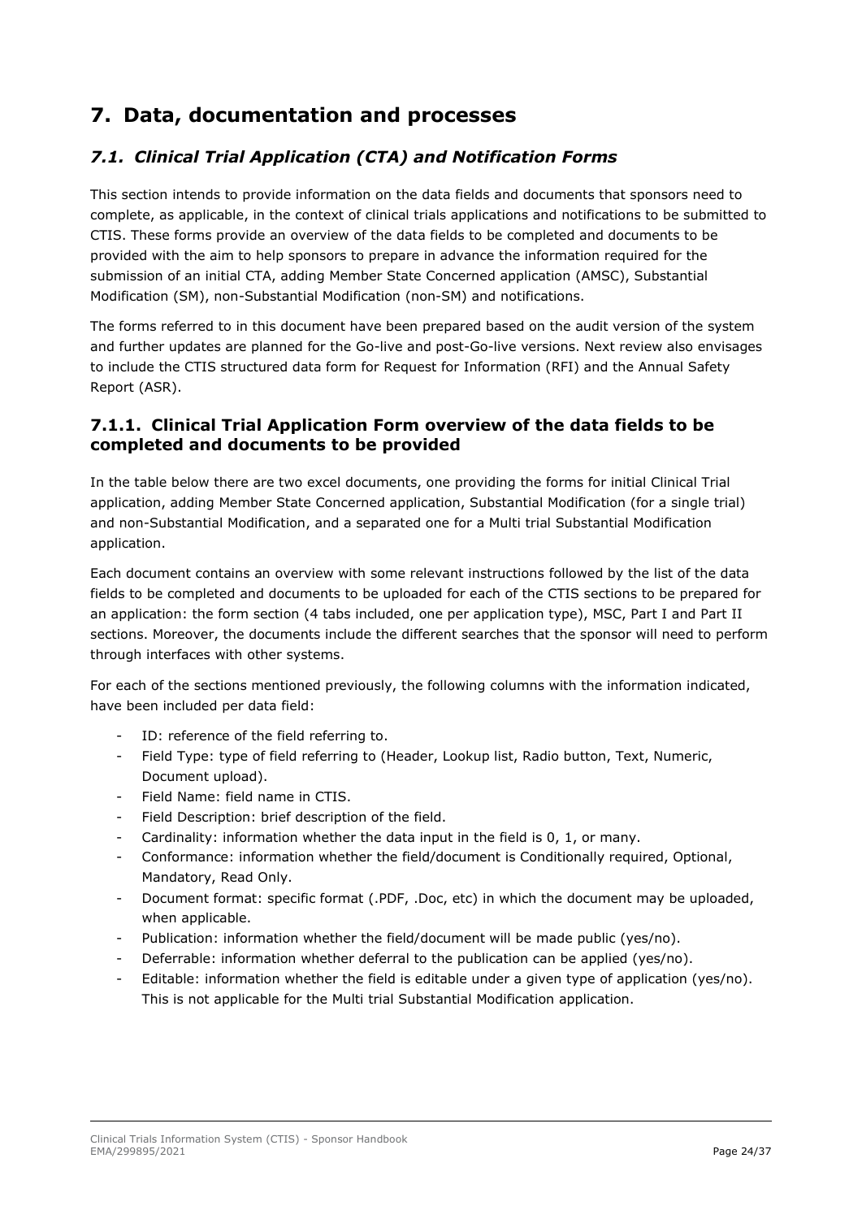# 7. Data, documentation and processes

## *7.1. Clinical Trial Application (CTA) and Notification Forms*

This section intends to provide information on the data fields and documents that sponsors need to complete, as applicable, in the context of clinical trials applications and notifications to be submitted to CTIS. These forms provide an overview of the data fields to be completed and documents to be provided with the aim to help sponsors to prepare in advance the information required for the submission of an initial CTA, adding Member State Concerned application (AMSC), Substantial Modification (SM), non-Substantial Modification (non-SM) and notifications.

The forms referred to in this document have been prepared based on the audit version of the system and further updates are planned for the Go-live and post-Go-live versions. Next review also envisages to include the CTIS structured data form for Request for Information (RFI) and the Annual Safety Report (ASR).

### 7.1.1. Clinical Trial Application Form overview of the data fields to be completed and documents to be provided

In the table below there are two excel documents, one providing the forms for initial Clinical Trial application, adding Member State Concerned application, Substantial Modification (for a single trial) and non-Substantial Modification, and a separated one for a Multi trial Substantial Modification application.

Each document contains an overview with some relevant instructions followed by the list of the data fields to be completed and documents to be uploaded for each of the CTIS sections to be prepared for an application: the form section (4 tabs included, one per application type), MSC, Part I and Part II sections. Moreover, the documents include the different searches that the sponsor will need to perform through interfaces with other systems.

For each of the sections mentioned previously, the following columns with the information indicated, have been included per data field:

- ID: reference of the field referring to.
- Field Type: type of field referring to (Header, Lookup list, Radio button, Text, Numeric, Document upload).
- Field Name: field name in CTIS.
- Field Description: brief description of the field.
- Cardinality: information whether the data input in the field is 0, 1, or many.
- Conformance: information whether the field/document is Conditionally required, Optional, Mandatory, Read Only.
- Document format: specific format (.PDF, .Doc, etc) in which the document may be uploaded, when applicable.
- Publication: information whether the field/document will be made public (yes/no).
- Deferrable: information whether deferral to the publication can be applied (yes/no).
- Editable: information whether the field is editable under a given type of application (yes/no). This is not applicable for the Multi trial Substantial Modification application.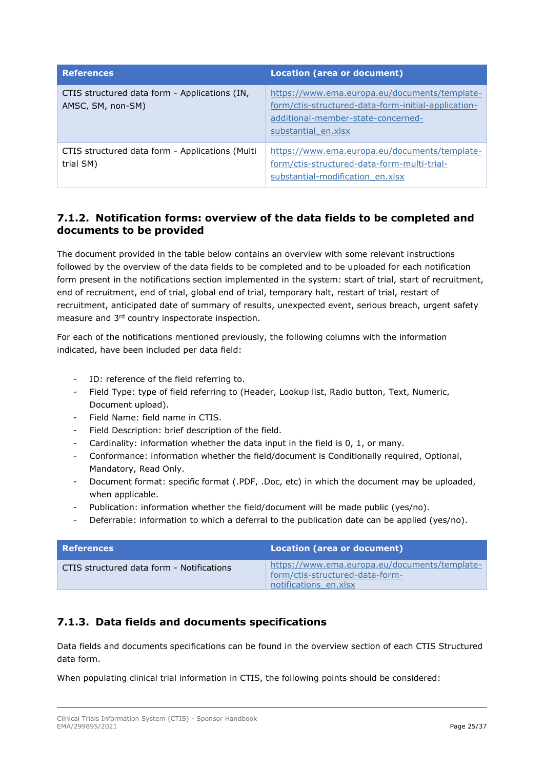| References | Location (area or document) |
|---|---|
| CTIS structured data form - Applications (IN, AMSC, SM, non-SM) | https://www.ema.europa.eu/documents/template-form/ctis-structured-data-form-initial-application-additional-member-state-concerned-substantial_en.xlsx |
| CTIS structured data form - Applications (Multi trial SM) | https://www.ema.europa.eu/documents/template-form/ctis-structured-data-form-multi-trial-substantial-modification_en.xlsx |

### 7.1.2. Notification forms: overview of the data fields to be completed and documents to be provided

The document provided in the table below contains an overview with some relevant instructions followed by the overview of the data fields to be completed and to be uploaded for each notification form present in the notifications section implemented in the system: start of trial, start of recruitment, end of recruitment, end of trial, global end of trial, temporary halt, restart of trial, restart of recruitment, anticipated date of summary of results, unexpected event, serious breach, urgent safety measure and 3rd country inspectorate inspection.

For each of the notifications mentioned previously, the following columns with the information indicated, have been included per data field:

- ID: reference of the field referring to.
- Field Type: type of field referring to (Header, Lookup list, Radio button, Text, Numeric, Document upload).
- Field Name: field name in CTIS.
- Field Description: brief description of the field.
- Cardinality: information whether the data input in the field is 0, 1, or many.
- Conformance: information whether the field/document is Conditionally required, Optional, Mandatory, Read Only.
- Document format: specific format (.PDF, .Doc, etc) in which the document may be uploaded, when applicable.
- Publication: information whether the field/document will be made public (yes/no).
- Deferrable: information to which a deferral to the publication date can be applied (yes/no).

| References | Location (area or document) |
|---|---|
| CTIS structured data form - Notifications | https://www.ema.europa.eu/documents/template-form/ctis-structured-data-form-notifications_en.xlsx |

### 7.1.3. Data fields and documents specifications

Data fields and documents specifications can be found in the overview section of each CTIS Structured data form.

When populating clinical trial information in CTIS, the following points should be considered: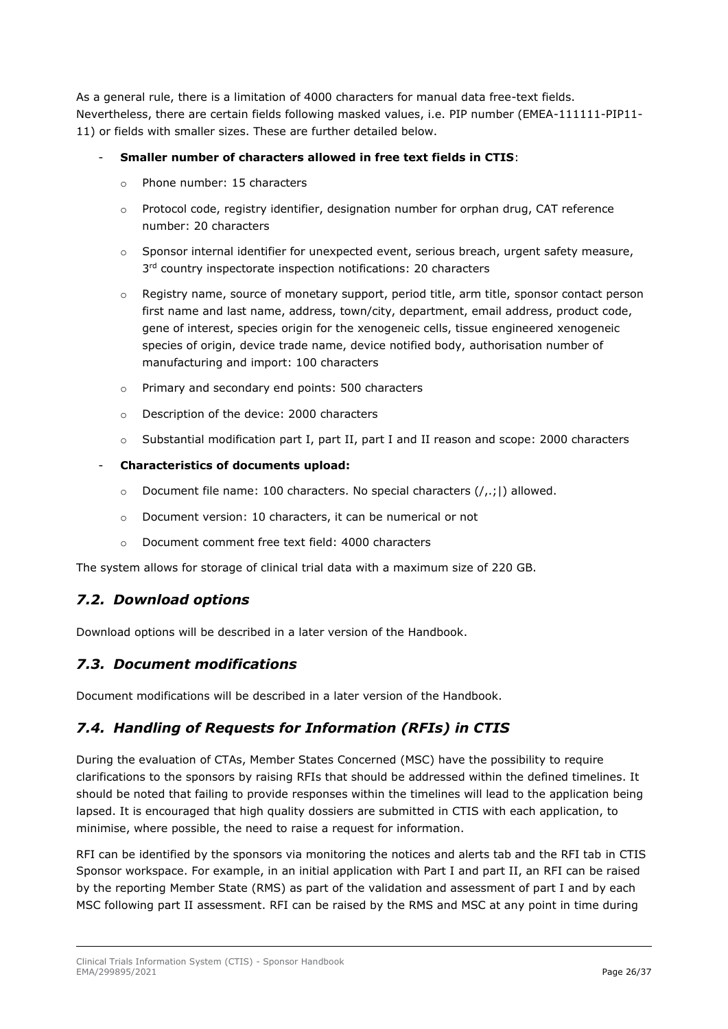As a general rule, there is a limitation of 4000 characters for manual data free-text fields. Nevertheless, there are certain fields following masked values, i.e. PIP number (EMEA-111111-PIP11-11) or fields with smaller sizes. These are further detailed below.

- **Smaller number of characters allowed in free text fields in CTIS**:
  - Phone number: 15 characters
  - Protocol code, registry identifier, designation number for orphan drug, CAT reference number: 20 characters
  - Sponsor internal identifier for unexpected event, serious breach, urgent safety measure, 3rd country inspectorate inspection notifications: 20 characters
  - Registry name, source of monetary support, period title, arm title, sponsor contact person first name and last name, address, town/city, department, email address, product code, gene of interest, species origin for the xenogeneic cells, tissue engineered xenogeneic species of origin, device trade name, device notified body, authorisation number of manufacturing and import: 100 characters
  - Primary and secondary end points: 500 characters
  - Description of the device: 2000 characters
  - Substantial modification part I, part II, part I and II reason and scope: 2000 characters
- **Characteristics of documents upload:**
  - Document file name: 100 characters. No special characters (/,.;|) allowed.
  - Document version: 10 characters, it can be numerical or not
  - Document comment free text field: 4000 characters

The system allows for storage of clinical trial data with a maximum size of 220 GB.

## *7.2. Download options*

Download options will be described in a later version of the Handbook.

## *7.3. Document modifications*

Document modifications will be described in a later version of the Handbook.

## *7.4. Handling of Requests for Information (RFIs) in CTIS*

During the evaluation of CTAs, Member States Concerned (MSC) have the possibility to require clarifications to the sponsors by raising RFIs that should be addressed within the defined timelines. It should be noted that failing to provide responses within the timelines will lead to the application being lapsed. It is encouraged that high quality dossiers are submitted in CTIS with each application, to minimise, where possible, the need to raise a request for information.

RFI can be identified by the sponsors via monitoring the notices and alerts tab and the RFI tab in CTIS Sponsor workspace. For example, in an initial application with Part I and part II, an RFI can be raised by the reporting Member State (RMS) as part of the validation and assessment of part I and by each MSC following part II assessment. RFI can be raised by the RMS and MSC at any point in time during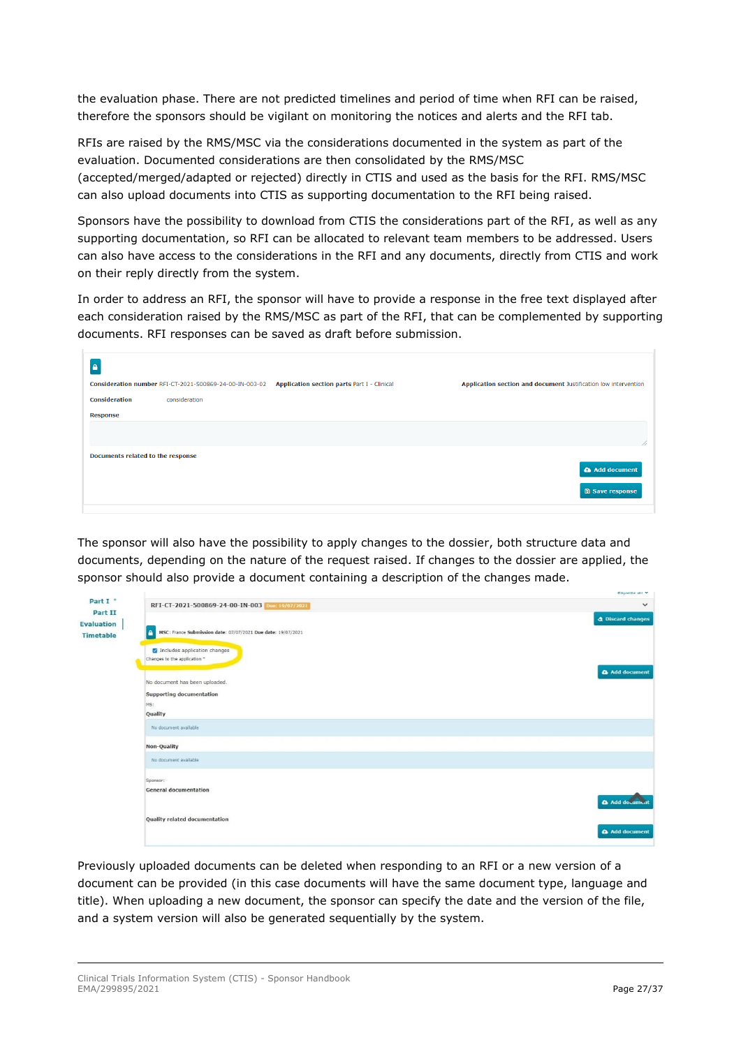the evaluation phase. There are not predicted timelines and period of time when RFI can be raised, therefore the sponsors should be vigilant on monitoring the notices and alerts and the RFI tab.

RFIs are raised by the RMS/MSC via the considerations documented in the system as part of the evaluation. Documented considerations are then consolidated by the RMS/MSC (accepted/merged/adapted or rejected) directly in CTIS and used as the basis for the RFI. RMS/MSC can also upload documents into CTIS as supporting documentation to the RFI being raised.

Sponsors have the possibility to download from CTIS the considerations part of the RFI, as well as any supporting documentation, so RFI can be allocated to relevant team members to be addressed. Users can also have access to the considerations in the RFI and any documents, directly from CTIS and work on their reply directly from the system.

In order to address an RFI, the sponsor will have to provide a response in the free text displayed after each consideration raised by the RMS/MSC as part of the RFI, that can be complemented by supporting documents. RFI responses can be saved as draft before submission.

Consideration number RFI-CT-2021-500869-24-00-IN-003-02 Application section parts Part I - Clinical Application section and document Justification low intervention

Consideration consideration

Response

Documents related to the response

Add document

Save response

The sponsor will also have the possibility to apply changes to the dossier, both structure data and documents, depending on the nature of the request raised. If changes to the dossier are applied, the sponsor should also provide a document containing a description of the changes made.

Part I
Part II
Evaluation
Timetable

RFI-CT-2021-500869-24-00-IN-003 Due: 19/07/2021

Discard changes

MSC: France Submission date: 07/07/2021 Due date: 19/07/2021

Includes application changes
Changes to the application

Add document

No document has been uploaded.

Supporting documentation

MS:

Quality

No document available

Non-Quality

No document available

Sponsor:

General documentation

Add document

Quality related documentation

Add document

Previously uploaded documents can be deleted when responding to an RFI or a new version of a document can be provided (in this case documents will have the same document type, language and title). When uploading a new document, the sponsor can specify the date and the version of the file, and a system version will also be generated sequentially by the system.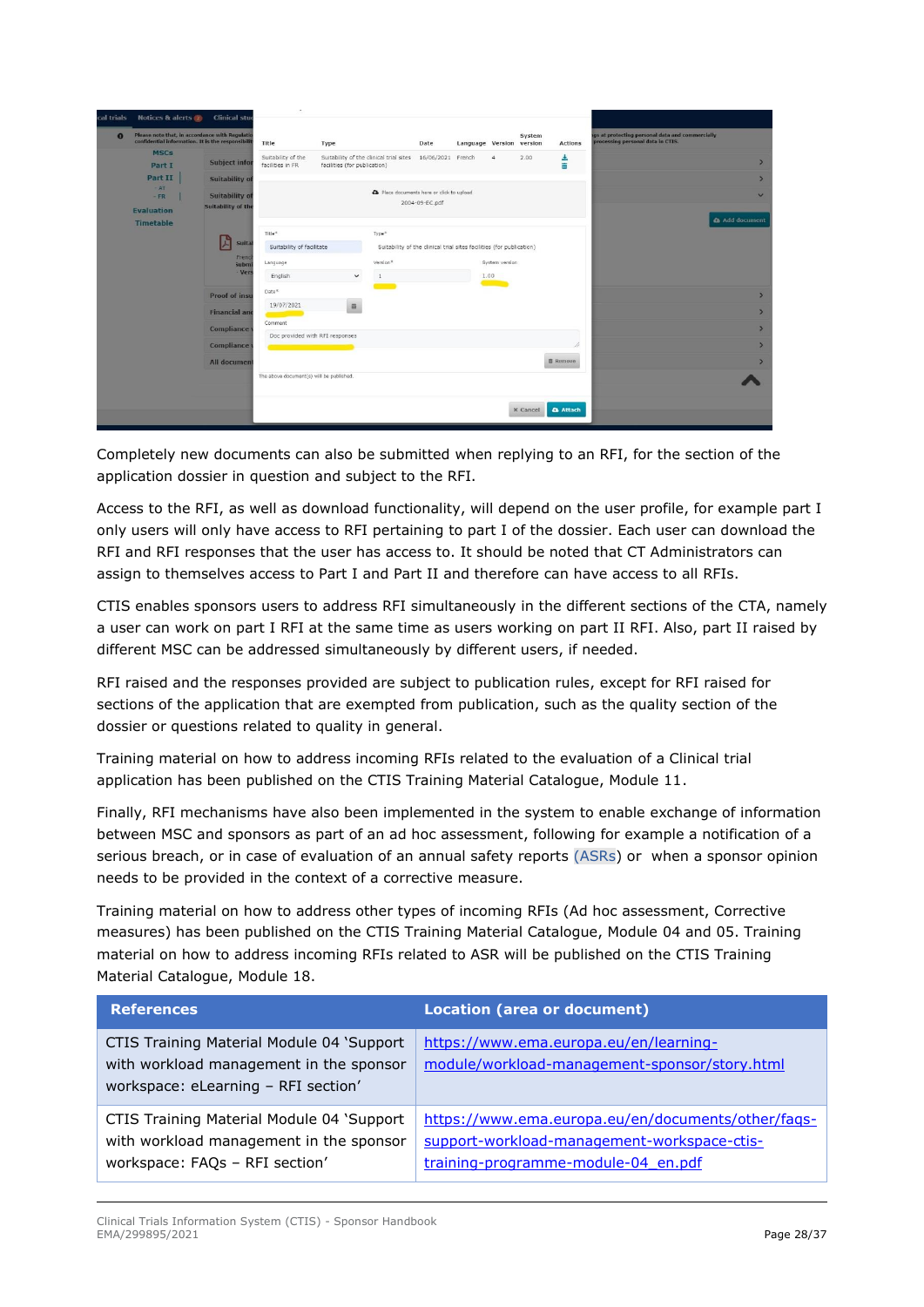Completely new documents can also be submitted when replying to an RFI, for the section of the application dossier in question and subject to the RFI.

Access to the RFI, as well as download functionality, will depend on the user profile, for example part I only users will only have access to RFI pertaining to part I of the dossier. Each user can download the RFI and RFI responses that the user has access to. It should be noted that CT Administrators can assign to themselves access to Part I and Part II and therefore can have access to all RFIs.

CTIS enables sponsors users to address RFI simultaneously in the different sections of the CTA, namely a user can work on part I RFI at the same time as users working on part II RFI. Also, part II raised by different MSC can be addressed simultaneously by different users, if needed.

RFI raised and the responses provided are subject to publication rules, except for RFI raised for sections of the application that are exempted from publication, such as the quality section of the dossier or questions related to quality in general.

Training material on how to address incoming RFIs related to the evaluation of a Clinical trial application has been published on the CTIS Training Material Catalogue, Module 11.

Finally, RFI mechanisms have also been implemented in the system to enable exchange of information between MSC and sponsors as part of an ad hoc assessment, following for example a notification of a serious breach, or in case of evaluation of an annual safety reports (ASRs) or when a sponsor opinion needs to be provided in the context of a corrective measure.

Training material on how to address other types of incoming RFIs (Ad hoc assessment, Corrective measures) has been published on the CTIS Training Material Catalogue, Module 04 and 05. Training material on how to address incoming RFIs related to ASR will be published on the CTIS Training Material Catalogue, Module 18.

| References | Location (area or document) |
| --- | --- |
| CTIS Training Material Module 04 'Support with workload management in the sponsor workspace: eLearning – RFI section' | https://www.ema.europa.eu/en/learning-module/workload-management-sponsor/story.html |
| CTIS Training Material Module 04 'Support with workload management in the sponsor workspace: FAQs – RFI section' | https://www.ema.europa.eu/en/documents/other/faqs-support-workload-management-workspace-ctis-training-programme-module-04_en.pdf |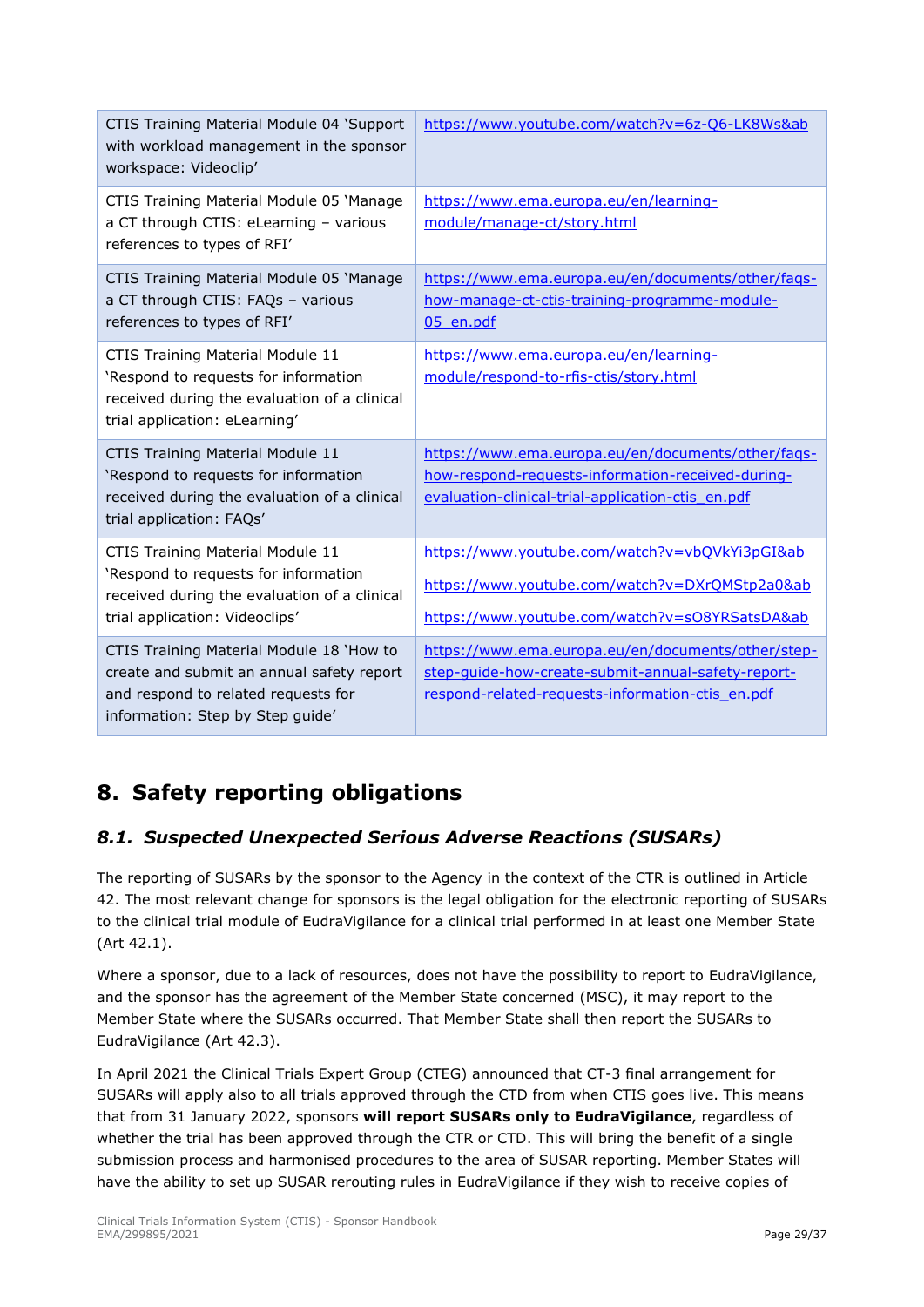| | |
|---|---|
| CTIS Training Material Module 04 'Support with workload management in the sponsor workspace: Videoclip' | https://www.youtube.com/watch?v=6z-Q6-LK8Ws&ab |
| CTIS Training Material Module 05 'Manage a CT through CTIS: eLearning – various references to types of RFI' | https://www.ema.europa.eu/en/learning-module/manage-ct/story.html |
| CTIS Training Material Module 05 'Manage a CT through CTIS: FAQs – various references to types of RFI' | https://www.ema.europa.eu/en/documents/other/faqs-how-manage-ct-ctis-training-programme-module-05_en.pdf |
| CTIS Training Material Module 11 'Respond to requests for information received during the evaluation of a clinical trial application: eLearning' | https://www.ema.europa.eu/en/learning-module/respond-to-rfis-ctis/story.html |
| CTIS Training Material Module 11 'Respond to requests for information received during the evaluation of a clinical trial application: FAQs' | https://www.ema.europa.eu/en/documents/other/faqs-how-respond-requests-information-received-during-evaluation-clinical-trial-application-ctis_en.pdf |
| CTIS Training Material Module 11 'Respond to requests for information received during the evaluation of a clinical trial application: Videoclips' | https://www.youtube.com/watch?v=vbQVkYi3pGI&ab <br> https://www.youtube.com/watch?v=DXrQMStp2a0&ab <br> https://www.youtube.com/watch?v=sO8YRSatsDA&ab |
| CTIS Training Material Module 18 'How to create and submit an annual safety report and respond to related requests for information: Step by Step guide' | https://www.ema.europa.eu/en/documents/other/step-step-guide-how-create-submit-annual-safety-report-respond-related-requests-information-ctis_en.pdf |

# 8. Safety reporting obligations

## *8.1. Suspected Unexpected Serious Adverse Reactions (SUSARs)*

The reporting of SUSARs by the sponsor to the Agency in the context of the CTR is outlined in Article 42. The most relevant change for sponsors is the legal obligation for the electronic reporting of SUSARs to the clinical trial module of EudraVigilance for a clinical trial performed in at least one Member State (Art 42.1).

Where a sponsor, due to a lack of resources, does not have the possibility to report to EudraVigilance, and the sponsor has the agreement of the Member State concerned (MSC), it may report to the Member State where the SUSARs occurred. That Member State shall then report the SUSARs to EudraVigilance (Art 42.3).

In April 2021 the Clinical Trials Expert Group (CTEG) announced that CT-3 final arrangement for SUSARs will apply also to all trials approved through the CTD from when CTIS goes live. This means that from 31 January 2022, sponsors **will report SUSARs only to EudraVigilance**, regardless of whether the trial has been approved through the CTR or CTD. This will bring the benefit of a single submission process and harmonised procedures to the area of SUSAR reporting. Member States will have the ability to set up SUSAR rerouting rules in EudraVigilance if they wish to receive copies of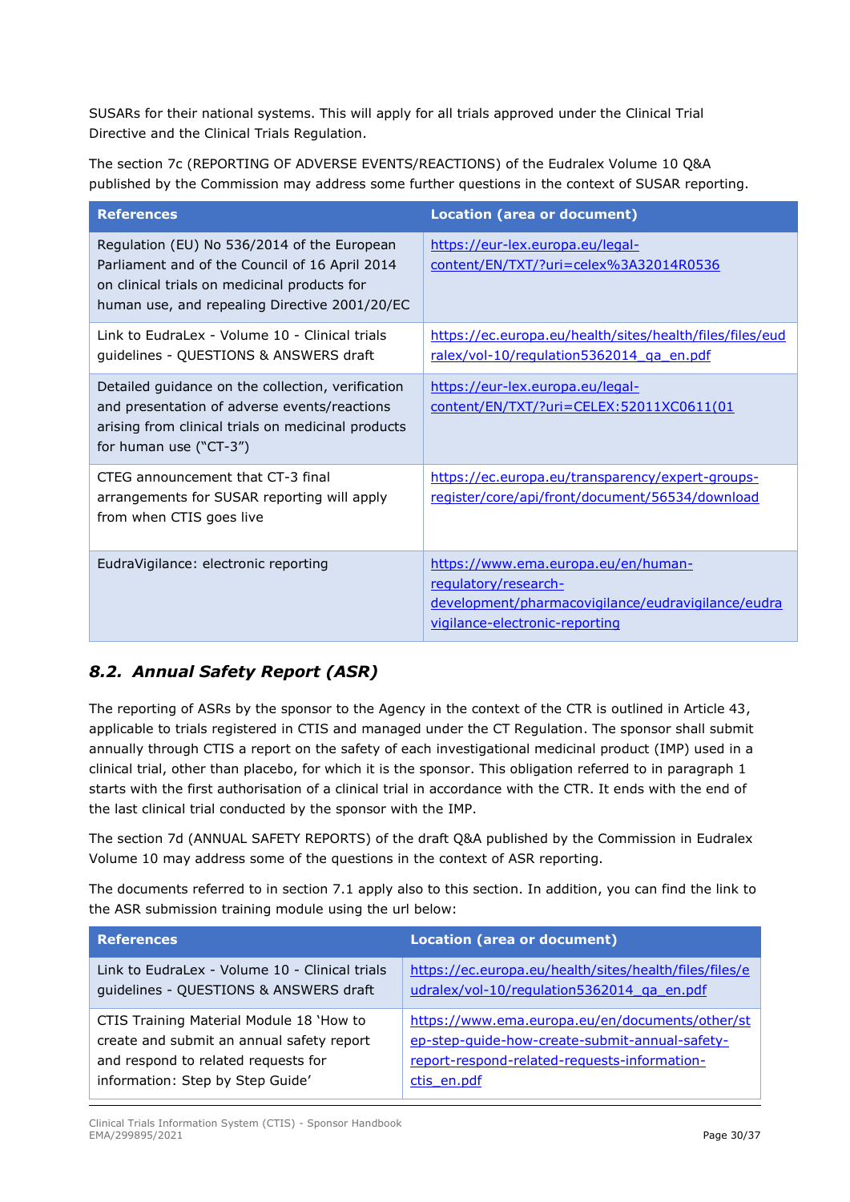SUSARs for their national systems. This will apply for all trials approved under the Clinical Trial Directive and the Clinical Trials Regulation.

The section 7c (REPORTING OF ADVERSE EVENTS/REACTIONS) of the Eudralex Volume 10 Q&A published by the Commission may address some further questions in the context of SUSAR reporting.

| References | Location (area or document) |
|---|---|
| Regulation (EU) No 536/2014 of the European Parliament and of the Council of 16 April 2014 on clinical trials on medicinal products for human use, and repealing Directive 2001/20/EC | https://eur-lex.europa.eu/legal-content/EN/TXT/?uri=celex%3A32014R0536 |
| Link to EudraLex - Volume 10 - Clinical trials guidelines - QUESTIONS & ANSWERS draft | https://ec.europa.eu/health/sites/health/files/files/eudralex/vol-10/regulation5362014_qa_en.pdf |
| Detailed guidance on the collection, verification and presentation of adverse events/reactions arising from clinical trials on medicinal products for human use ("CT-3") | https://eur-lex.europa.eu/legal-content/EN/TXT/?uri=CELEX:52011XC0611(01 |
| CTEG announcement that CT-3 final arrangements for SUSAR reporting will apply from when CTIS goes live | https://ec.europa.eu/transparency/expert-groups-register/core/api/front/document/56534/download |
| EudraVigilance: electronic reporting | https://www.ema.europa.eu/en/human-regulatory/research-development/pharmacovigilance/eudravigilance/eudravigilance-electronic-reporting |

## *8.2. Annual Safety Report (ASR)*

The reporting of ASRs by the sponsor to the Agency in the context of the CTR is outlined in Article 43, applicable to trials registered in CTIS and managed under the CT Regulation. The sponsor shall submit annually through CTIS a report on the safety of each investigational medicinal product (IMP) used in a clinical trial, other than placebo, for which it is the sponsor. This obligation referred to in paragraph 1 starts with the first authorisation of a clinical trial in accordance with the CTR. It ends with the end of the last clinical trial conducted by the sponsor with the IMP.

The section 7d (ANNUAL SAFETY REPORTS) of the draft Q&A published by the Commission in Eudralex Volume 10 may address some of the questions in the context of ASR reporting.

The documents referred to in section 7.1 apply also to this section. In addition, you can find the link to the ASR submission training module using the url below:

| References | Location (area or document) |
|---|---|
| Link to EudraLex - Volume 10 - Clinical trials guidelines - QUESTIONS & ANSWERS draft | https://ec.europa.eu/health/sites/health/files/files/eudralex/vol-10/regulation5362014_qa_en.pdf |
| CTIS Training Material Module 18 'How to create and submit an annual safety report and respond to related requests for information: Step by Step Guide' | https://www.ema.europa.eu/en/documents/other/step-step-guide-how-create-submit-annual-safety-report-respond-related-requests-information-ctis_en.pdf |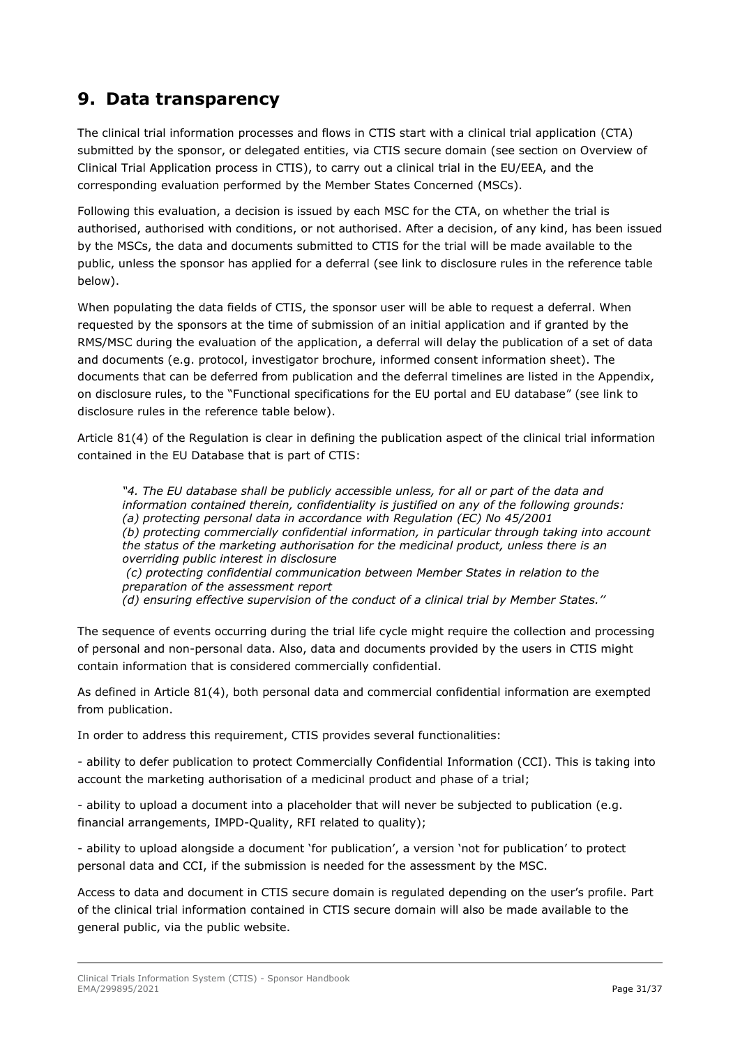## 9. Data transparency

The clinical trial information processes and flows in CTIS start with a clinical trial application (CTA) submitted by the sponsor, or delegated entities, via CTIS secure domain (see section on Overview of Clinical Trial Application process in CTIS), to carry out a clinical trial in the EU/EEA, and the corresponding evaluation performed by the Member States Concerned (MSCs).

Following this evaluation, a decision is issued by each MSC for the CTA, on whether the trial is authorised, authorised with conditions, or not authorised. After a decision, of any kind, has been issued by the MSCs, the data and documents submitted to CTIS for the trial will be made available to the public, unless the sponsor has applied for a deferral (see link to disclosure rules in the reference table below).

When populating the data fields of CTIS, the sponsor user will be able to request a deferral. When requested by the sponsors at the time of submission of an initial application and if granted by the RMS/MSC during the evaluation of the application, a deferral will delay the publication of a set of data and documents (e.g. protocol, investigator brochure, informed consent information sheet). The documents that can be deferred from publication and the deferral timelines are listed in the Appendix, on disclosure rules, to the "Functional specifications for the EU portal and EU database" (see link to disclosure rules in the reference table below).

Article 81(4) of the Regulation is clear in defining the publication aspect of the clinical trial information contained in the EU Database that is part of CTIS:

> *"4. The EU database shall be publicly accessible unless, for all or part of the data and information contained therein, confidentiality is justified on any of the following grounds:*
> *(a) protecting personal data in accordance with Regulation (EC) No 45/2001*
> *(b) protecting commercially confidential information, in particular through taking into account the status of the marketing authorisation for the medicinal product, unless there is an overriding public interest in disclosure*
> *(c) protecting confidential communication between Member States in relation to the preparation of the assessment report*
> *(d) ensuring effective supervision of the conduct of a clinical trial by Member States.''*

The sequence of events occurring during the trial life cycle might require the collection and processing of personal and non-personal data. Also, data and documents provided by the users in CTIS might contain information that is considered commercially confidential.

As defined in Article 81(4), both personal data and commercial confidential information are exempted from publication.

In order to address this requirement, CTIS provides several functionalities:

- ability to defer publication to protect Commercially Confidential Information (CCI). This is taking into account the marketing authorisation of a medicinal product and phase of a trial;

- ability to upload a document into a placeholder that will never be subjected to publication (e.g. financial arrangements, IMPD-Quality, RFI related to quality);

- ability to upload alongside a document 'for publication', a version 'not for publication' to protect personal data and CCI, if the submission is needed for the assessment by the MSC.

Access to data and document in CTIS secure domain is regulated depending on the user's profile. Part of the clinical trial information contained in CTIS secure domain will also be made available to the general public, via the public website.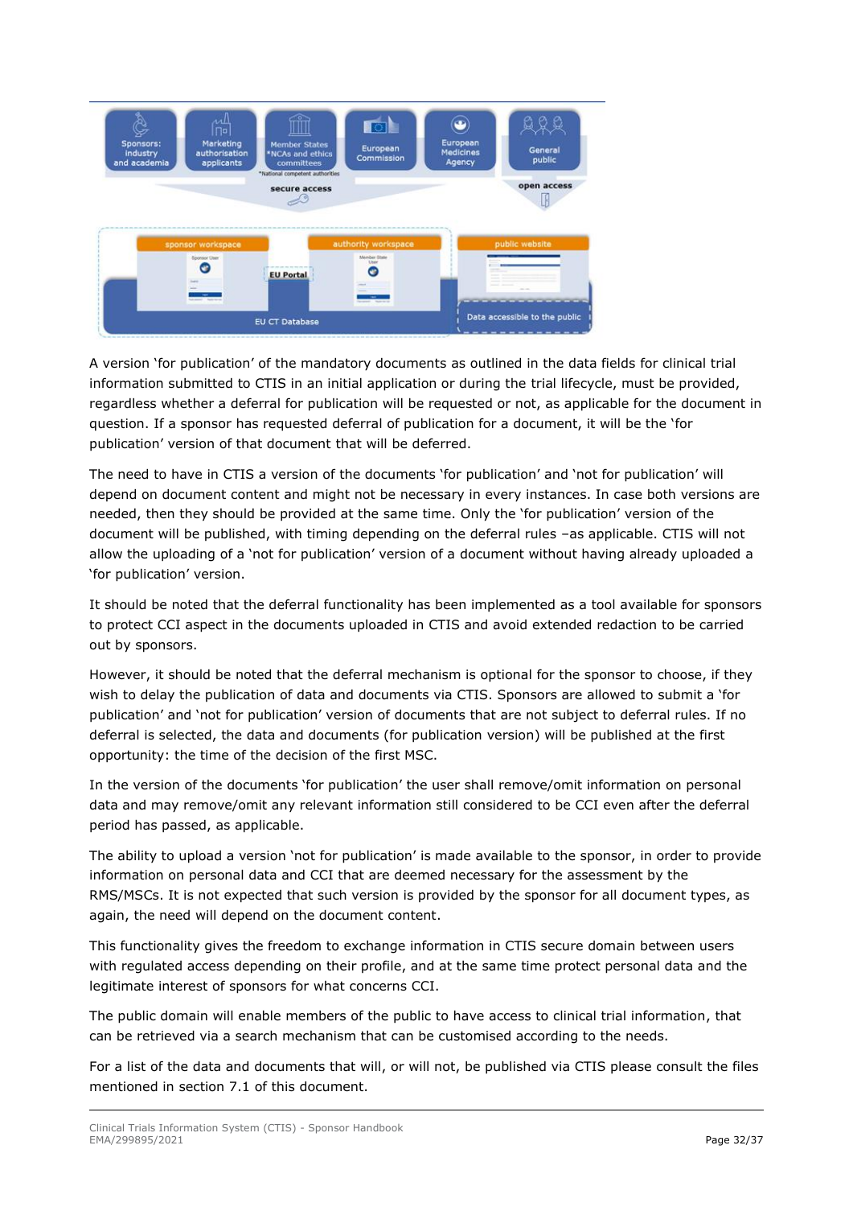A version 'for publication' of the mandatory documents as outlined in the data fields for clinical trial information submitted to CTIS in an initial application or during the trial lifecycle, must be provided, regardless whether a deferral for publication will be requested or not, as applicable for the document in question. If a sponsor has requested deferral of publication for a document, it will be the 'for publication' version of that document that will be deferred.

The need to have in CTIS a version of the documents 'for publication' and 'not for publication' will depend on document content and might not be necessary in every instances. In case both versions are needed, then they should be provided at the same time. Only the 'for publication' version of the document will be published, with timing depending on the deferral rules –as applicable. CTIS will not allow the uploading of a 'not for publication' version of a document without having already uploaded a 'for publication' version.

It should be noted that the deferral functionality has been implemented as a tool available for sponsors to protect CCI aspect in the documents uploaded in CTIS and avoid extended redaction to be carried out by sponsors.

However, it should be noted that the deferral mechanism is optional for the sponsor to choose, if they wish to delay the publication of data and documents via CTIS. Sponsors are allowed to submit a 'for publication' and 'not for publication' version of documents that are not subject to deferral rules. If no deferral is selected, the data and documents (for publication version) will be published at the first opportunity: the time of the decision of the first MSC.

In the version of the documents 'for publication' the user shall remove/omit information on personal data and may remove/omit any relevant information still considered to be CCI even after the deferral period has passed, as applicable.

The ability to upload a version 'not for publication' is made available to the sponsor, in order to provide information on personal data and CCI that are deemed necessary for the assessment by the RMS/MSCs. It is not expected that such version is provided by the sponsor for all document types, as again, the need will depend on the document content.

This functionality gives the freedom to exchange information in CTIS secure domain between users with regulated access depending on their profile, and at the same time protect personal data and the legitimate interest of sponsors for what concerns CCI.

The public domain will enable members of the public to have access to clinical trial information, that can be retrieved via a search mechanism that can be customised according to the needs.

For a list of the data and documents that will, or will not, be published via CTIS please consult the files mentioned in section 7.1 of this document.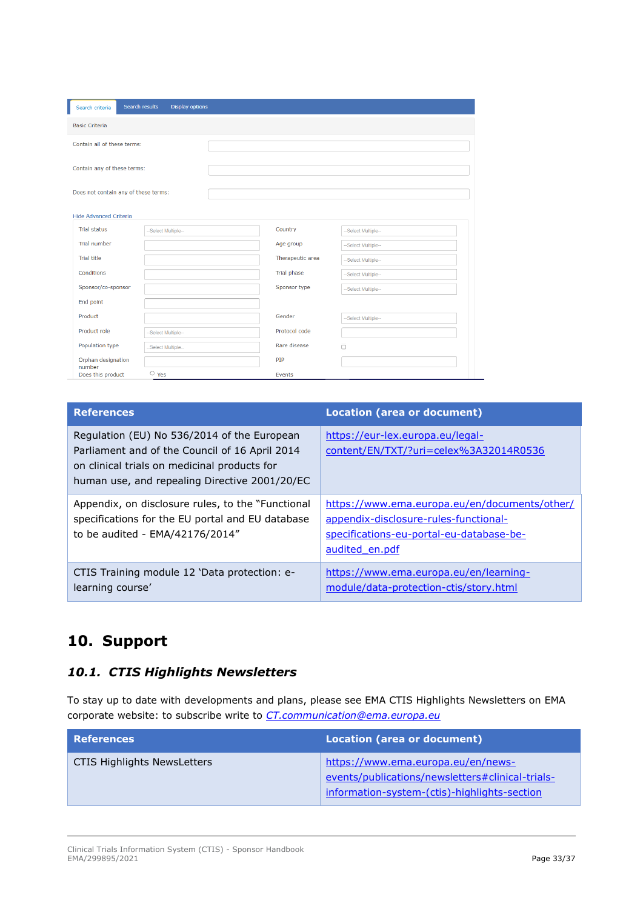| References | Location (area or document) |
|---|---|
| Regulation (EU) No 536/2014 of the European Parliament and of the Council of 16 April 2014 on clinical trials on medicinal products for human use, and repealing Directive 2001/20/EC | https://eur-lex.europa.eu/legal-content/EN/TXT/?uri=celex%3A32014R0536 |
| Appendix, on disclosure rules, to the "Functional specifications for the EU portal and EU database to be audited - EMA/42176/2014" | https://www.ema.europa.eu/en/documents/other/appendix-disclosure-rules-functional-specifications-eu-portal-eu-database-be-audited_en.pdf |
| CTIS Training module 12 'Data protection: e-learning course' | https://www.ema.europa.eu/en/learning-module/data-protection-ctis/story.html |

# 10. Support

## 10.1. CTIS Highlights Newsletters

To stay up to date with developments and plans, please see EMA CTIS Highlights Newsletters on EMA corporate website: to subscribe write to *CT.communication@ema.europa.eu*

| References | Location (area or document) |
|---|---|
| CTIS Highlights NewsLetters | https://www.ema.europa.eu/en/news-events/publications/newsletters#clinical-trials-information-system-(ctis)-highlights-section |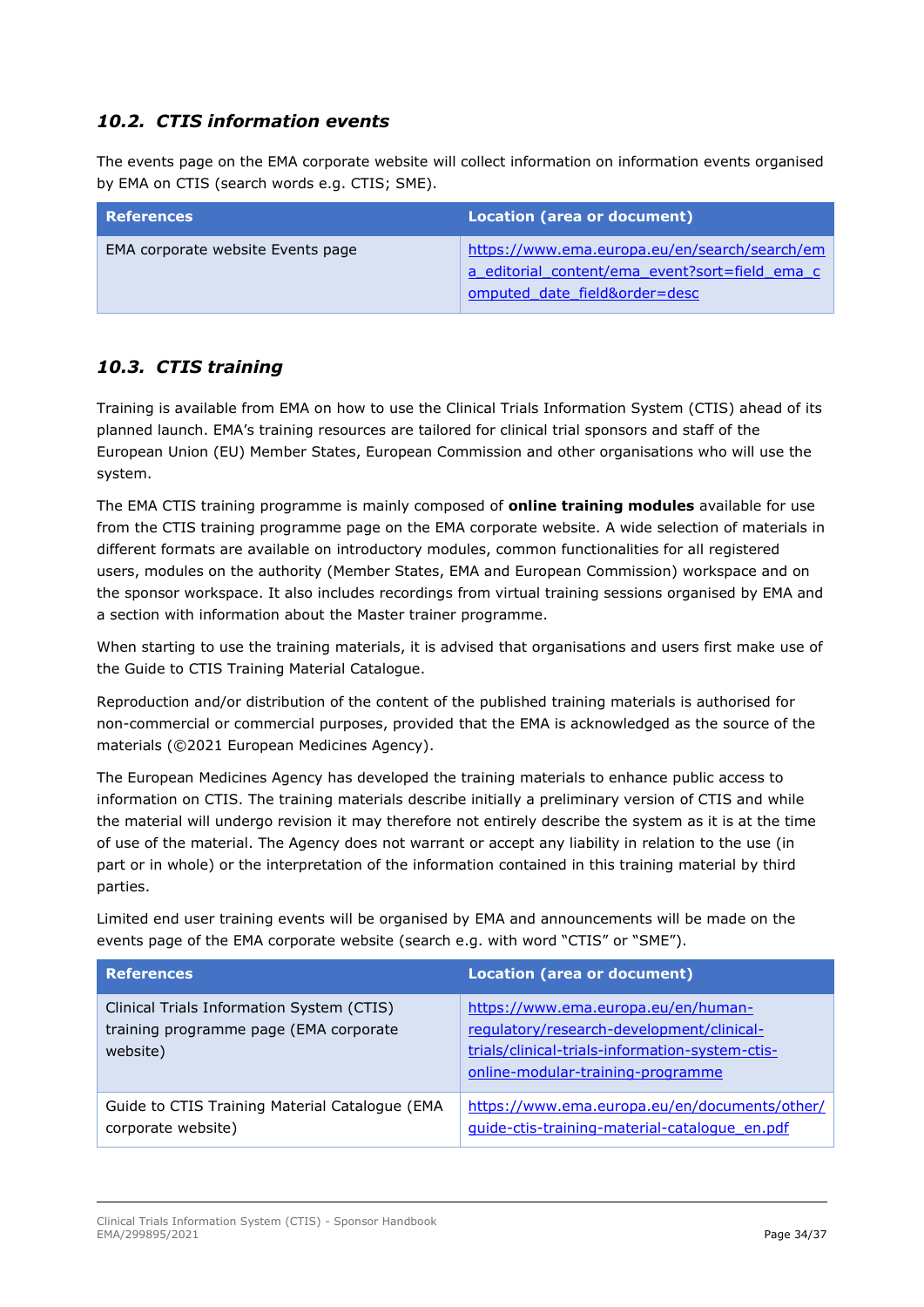## *10.2. CTIS information events*

The events page on the EMA corporate website will collect information on information events organised by EMA on CTIS (search words e.g. CTIS; SME).

| References | Location (area or document) |
|---|---|
| EMA corporate website Events page | https://www.ema.europa.eu/en/search/search/ema_editorial_content/ema_event?sort=field_ema_computed_date_field&order=desc |

## *10.3. CTIS training*

Training is available from EMA on how to use the Clinical Trials Information System (CTIS) ahead of its planned launch. EMA's training resources are tailored for clinical trial sponsors and staff of the European Union (EU) Member States, European Commission and other organisations who will use the system.

The EMA CTIS training programme is mainly composed of **online training modules** available for use from the CTIS training programme page on the EMA corporate website. A wide selection of materials in different formats are available on introductory modules, common functionalities for all registered users, modules on the authority (Member States, EMA and European Commission) workspace and on the sponsor workspace. It also includes recordings from virtual training sessions organised by EMA and a section with information about the Master trainer programme.

When starting to use the training materials, it is advised that organisations and users first make use of the Guide to CTIS Training Material Catalogue.

Reproduction and/or distribution of the content of the published training materials is authorised for non-commercial or commercial purposes, provided that the EMA is acknowledged as the source of the materials (©2021 European Medicines Agency).

The European Medicines Agency has developed the training materials to enhance public access to information on CTIS. The training materials describe initially a preliminary version of CTIS and while the material will undergo revision it may therefore not entirely describe the system as it is at the time of use of the material. The Agency does not warrant or accept any liability in relation to the use (in part or in whole) or the interpretation of the information contained in this training material by third parties.

Limited end user training events will be organised by EMA and announcements will be made on the events page of the EMA corporate website (search e.g. with word "CTIS" or "SME").

| References | Location (area or document) |
|---|---|
| Clinical Trials Information System (CTIS) training programme page (EMA corporate website) | https://www.ema.europa.eu/en/human-regulatory/research-development/clinical-trials/clinical-trials-information-system-ctis-online-modular-training-programme |
| Guide to CTIS Training Material Catalogue (EMA corporate website) | https://www.ema.europa.eu/en/documents/other/guide-ctis-training-material-catalogue_en.pdf |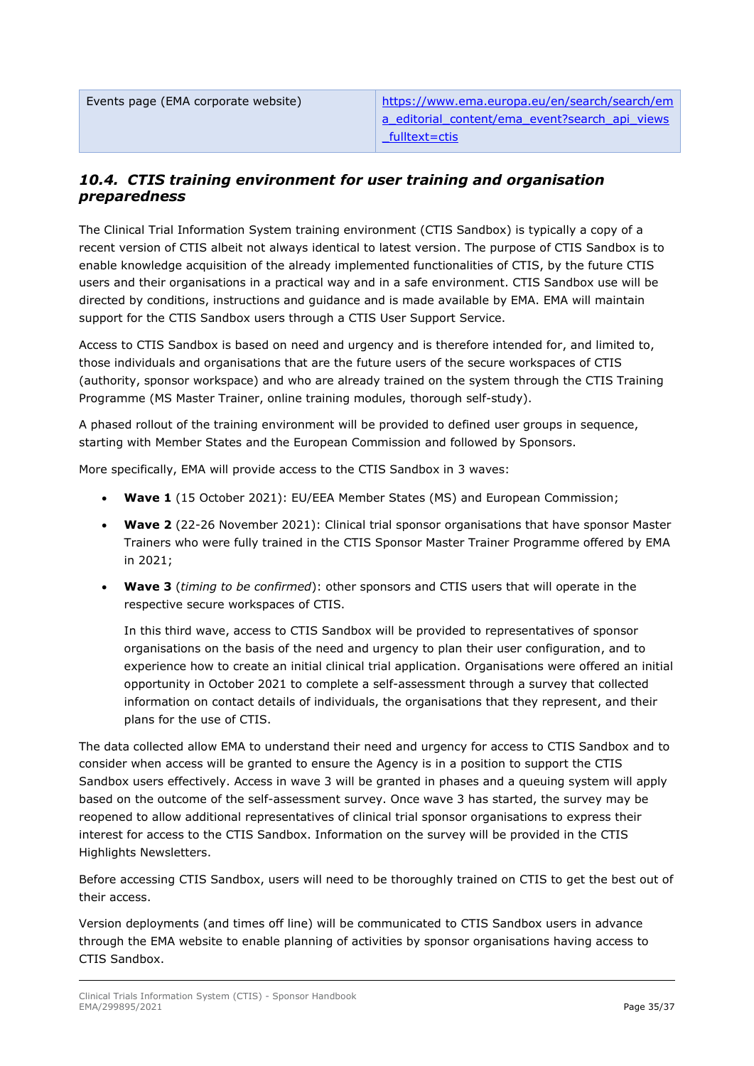| Events page (EMA corporate website) | https://www.ema.europa.eu/en/search/search/ema_editorial_content/ema_event?search_api_views_fulltext=ctis |
|---|---|

### *10.4. CTIS training environment for user training and organisation preparedness*

The Clinical Trial Information System training environment (CTIS Sandbox) is typically a copy of a recent version of CTIS albeit not always identical to latest version. The purpose of CTIS Sandbox is to enable knowledge acquisition of the already implemented functionalities of CTIS, by the future CTIS users and their organisations in a practical way and in a safe environment. CTIS Sandbox use will be directed by conditions, instructions and guidance and is made available by EMA. EMA will maintain support for the CTIS Sandbox users through a CTIS User Support Service.

Access to CTIS Sandbox is based on need and urgency and is therefore intended for, and limited to, those individuals and organisations that are the future users of the secure workspaces of CTIS (authority, sponsor workspace) and who are already trained on the system through the CTIS Training Programme (MS Master Trainer, online training modules, thorough self-study).

A phased rollout of the training environment will be provided to defined user groups in sequence, starting with Member States and the European Commission and followed by Sponsors.

More specifically, EMA will provide access to the CTIS Sandbox in 3 waves:

- **Wave 1** (15 October 2021): EU/EEA Member States (MS) and European Commission;
- **Wave 2** (22-26 November 2021): Clinical trial sponsor organisations that have sponsor Master Trainers who were fully trained in the CTIS Sponsor Master Trainer Programme offered by EMA in 2021;
- **Wave 3** (*timing to be confirmed*): other sponsors and CTIS users that will operate in the respective secure workspaces of CTIS.

  In this third wave, access to CTIS Sandbox will be provided to representatives of sponsor organisations on the basis of the need and urgency to plan their user configuration, and to experience how to create an initial clinical trial application. Organisations were offered an initial opportunity in October 2021 to complete a self-assessment through a survey that collected information on contact details of individuals, the organisations that they represent, and their plans for the use of CTIS.

The data collected allow EMA to understand their need and urgency for access to CTIS Sandbox and to consider when access will be granted to ensure the Agency is in a position to support the CTIS Sandbox users effectively. Access in wave 3 will be granted in phases and a queuing system will apply based on the outcome of the self-assessment survey. Once wave 3 has started, the survey may be reopened to allow additional representatives of clinical trial sponsor organisations to express their interest for access to the CTIS Sandbox. Information on the survey will be provided in the CTIS Highlights Newsletters.

Before accessing CTIS Sandbox, users will need to be thoroughly trained on CTIS to get the best out of their access.

Version deployments (and times off line) will be communicated to CTIS Sandbox users in advance through the EMA website to enable planning of activities by sponsor organisations having access to CTIS Sandbox.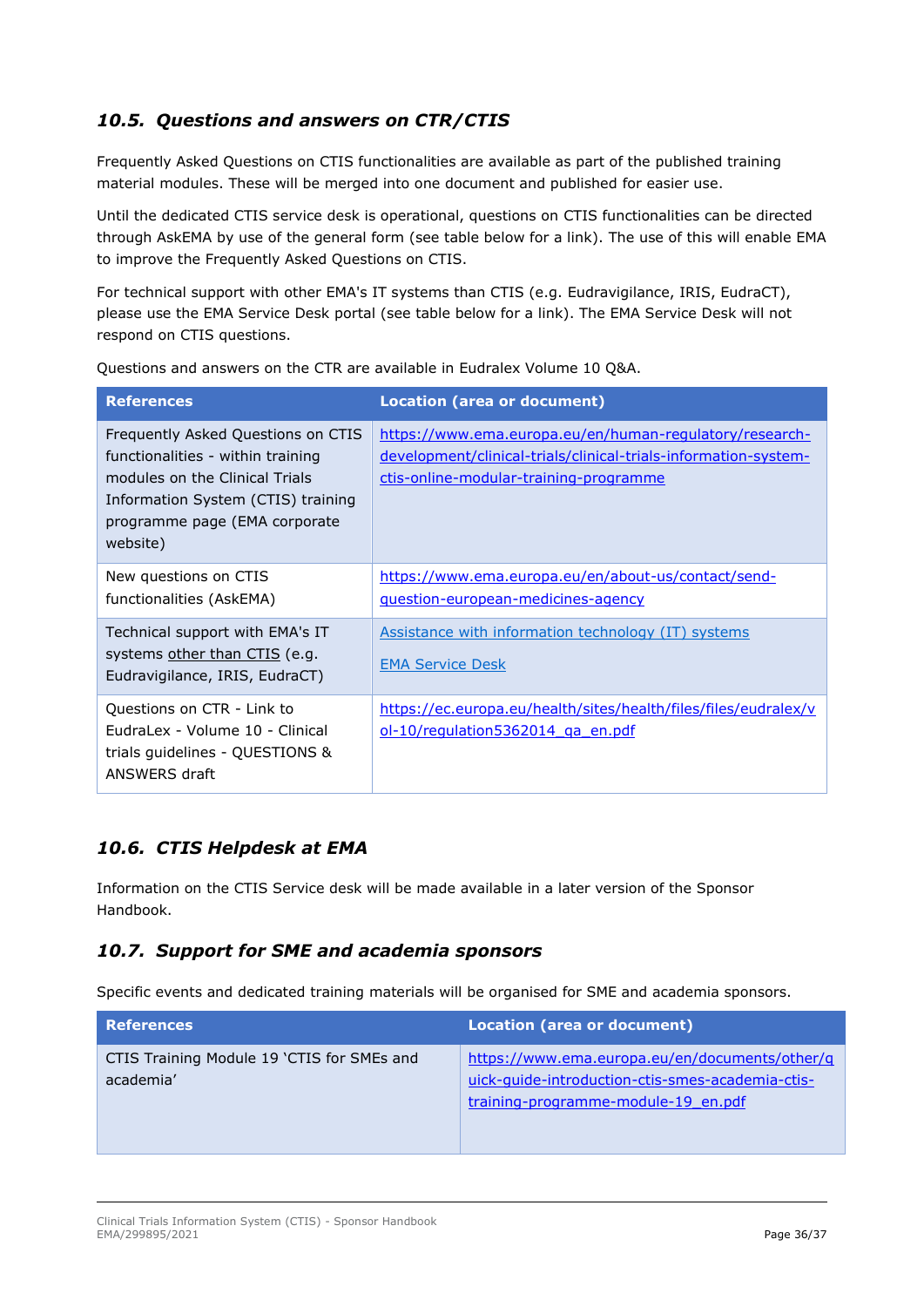## 10.5. Questions and answers on CTR/CTIS

Frequently Asked Questions on CTIS functionalities are available as part of the published training material modules. These will be merged into one document and published for easier use.

Until the dedicated CTIS service desk is operational, questions on CTIS functionalities can be directed through AskEMA by use of the general form (see table below for a link). The use of this will enable EMA to improve the Frequently Asked Questions on CTIS.

For technical support with other EMA's IT systems than CTIS (e.g. Eudravigilance, IRIS, EudraCT), please use the EMA Service Desk portal (see table below for a link). The EMA Service Desk will not respond on CTIS questions.

Questions and answers on the CTR are available in Eudralex Volume 10 Q&A.

| References | Location (area or document) |
|---|---|
| Frequently Asked Questions on CTIS functionalities - within training modules on the Clinical Trials Information System (CTIS) training programme page (EMA corporate website) | https://www.ema.europa.eu/en/human-regulatory/research-development/clinical-trials/clinical-trials-information-system-ctis-online-modular-training-programme |
| New questions on CTIS functionalities (AskEMA) | https://www.ema.europa.eu/en/about-us/contact/send-question-european-medicines-agency |
| Technical support with EMA's IT systems other than CTIS (e.g. Eudravigilance, IRIS, EudraCT) | Assistance with information technology (IT) systems<br><br>EMA Service Desk |
| Questions on CTR - Link to EudraLex - Volume 10 - Clinical trials guidelines - QUESTIONS & ANSWERS draft | https://ec.europa.eu/health/sites/health/files/files/eudralex/vol-10/regulation5362014_qa_en.pdf |

## 10.6. CTIS Helpdesk at EMA

Information on the CTIS Service desk will be made available in a later version of the Sponsor Handbook.

## 10.7. Support for SME and academia sponsors

Specific events and dedicated training materials will be organised for SME and academia sponsors.

| References | Location (area or document) |
|---|---|
| CTIS Training Module 19 'CTIS for SMEs and academia' | https://www.ema.europa.eu/en/documents/other/quick-guide-introduction-ctis-smes-academia-ctis-training-programme-module-19_en.pdf |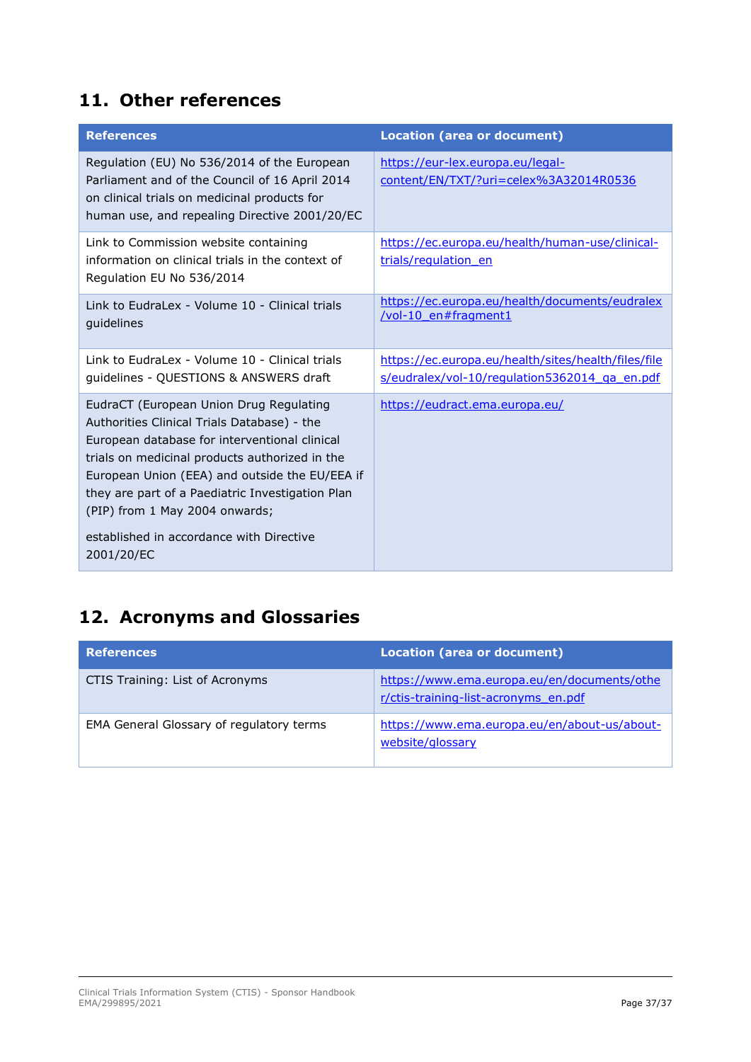## 11. Other references

| References | Location (area or document) |
|---|---|
| Regulation (EU) No 536/2014 of the European Parliament and of the Council of 16 April 2014 on clinical trials on medicinal products for human use, and repealing Directive 2001/20/EC | https://eur-lex.europa.eu/legal-content/EN/TXT/?uri=celex%3A32014R0536 |
| Link to Commission website containing information on clinical trials in the context of Regulation EU No 536/2014 | https://ec.europa.eu/health/human-use/clinical-trials/regulation_en |
| Link to EudraLex - Volume 10 - Clinical trials guidelines | https://ec.europa.eu/health/documents/eudralex/vol-10_en#fragment1 |
| Link to EudraLex - Volume 10 - Clinical trials guidelines - QUESTIONS & ANSWERS draft | https://ec.europa.eu/health/sites/health/files/files/eudralex/vol-10/regulation5362014_qa_en.pdf |
| EudraCT (European Union Drug Regulating Authorities Clinical Trials Database) - the European database for interventional clinical trials on medicinal products authorized in the European Union (EEA) and outside the EU/EEA if they are part of a Paediatric Investigation Plan (PIP) from 1 May 2004 onwards; established in accordance with Directive 2001/20/EC | https://eudract.ema.europa.eu/ |

## 12. Acronyms and Glossaries

| References | Location (area or document) |
|---|---|
| CTIS Training: List of Acronyms | https://www.ema.europa.eu/en/documents/other/ctis-training-list-acronyms_en.pdf |
| EMA General Glossary of regulatory terms | https://www.ema.europa.eu/en/about-us/about-website/glossary |